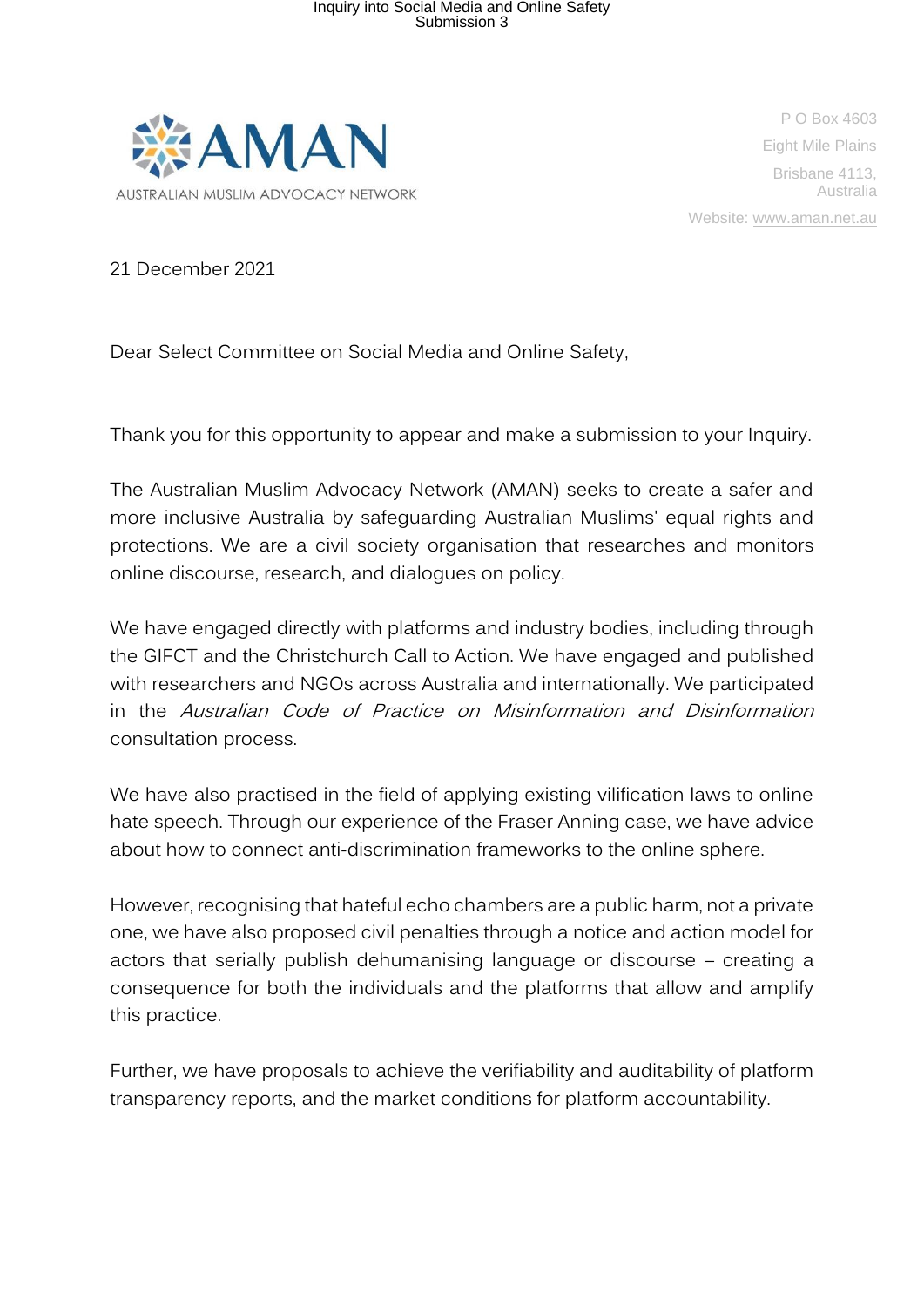AMAN

AUSTRALIAN MUSLIM ADVOCACY NETWORK

P O Box 4603
Eight Mile Plains
Brisbane 4113,
Australia
Website: www.aman.net.au

21 December 2021

Dear Select Committee on Social Media and Online Safety,

Thank you for this opportunity to appear and make a submission to your Inquiry.

The Australian Muslim Advocacy Network (AMAN) seeks to create a safer and more inclusive Australia by safeguarding Australian Muslims' equal rights and protections. We are a civil society organisation that researches and monitors online discourse, research, and dialogues on policy.

We have engaged directly with platforms and industry bodies, including through the GIFCT and the Christchurch Call to Action. We have engaged and published with researchers and NGOs across Australia and internationally. We participated in the *Australian Code of Practice on Misinformation and Disinformation* consultation process.

We have also practised in the field of applying existing vilification laws to online hate speech. Through our experience of the Fraser Anning case, we have advice about how to connect anti-discrimination frameworks to the online sphere.

However, recognising that hateful echo chambers are a public harm, not a private one, we have also proposed civil penalties through a notice and action model for actors that serially publish dehumanising language or discourse – creating a consequence for both the individuals and the platforms that allow and amplify this practice.

Further, we have proposals to achieve the verifiability and auditability of platform transparency reports, and the market conditions for platform accountability.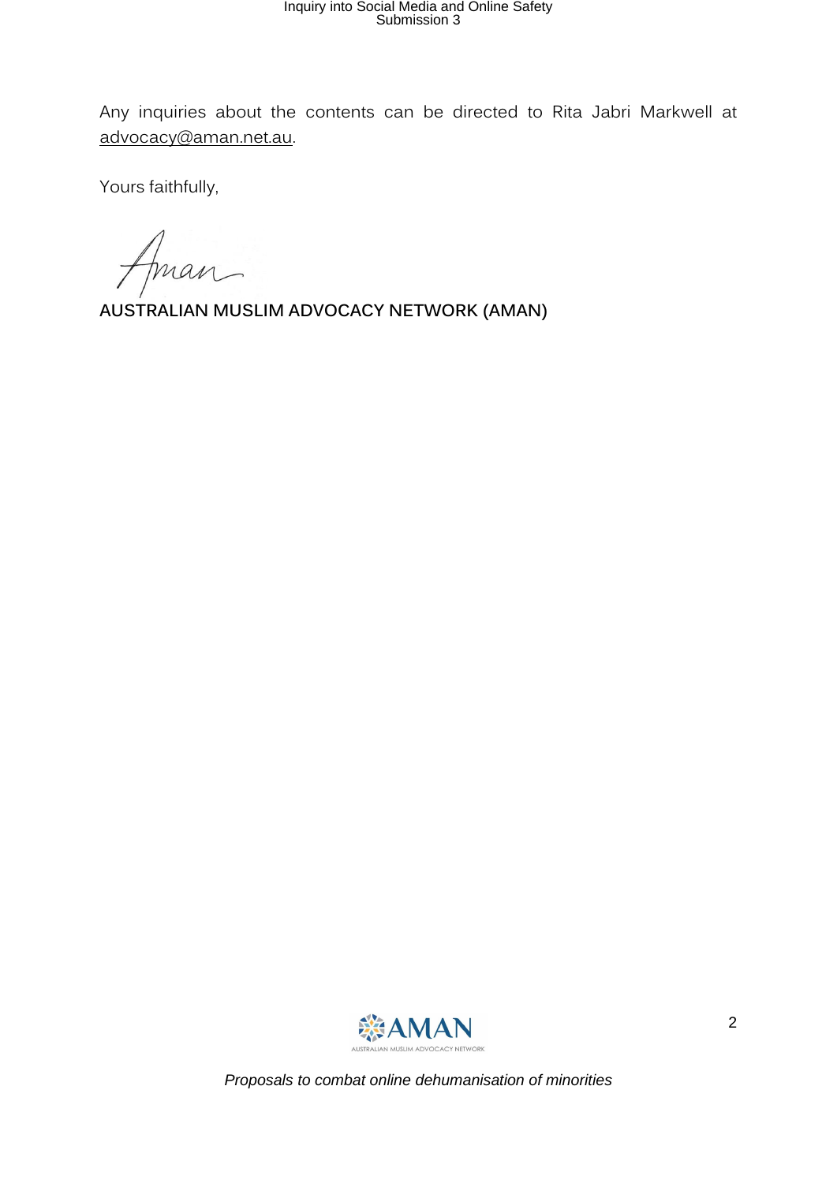Any inquiries about the contents can be directed to Rita Jabri Markwell at advocacy@aman.net.au.

Yours faithfully,

**AUSTRALIAN MUSLIM ADVOCACY NETWORK (AMAN)**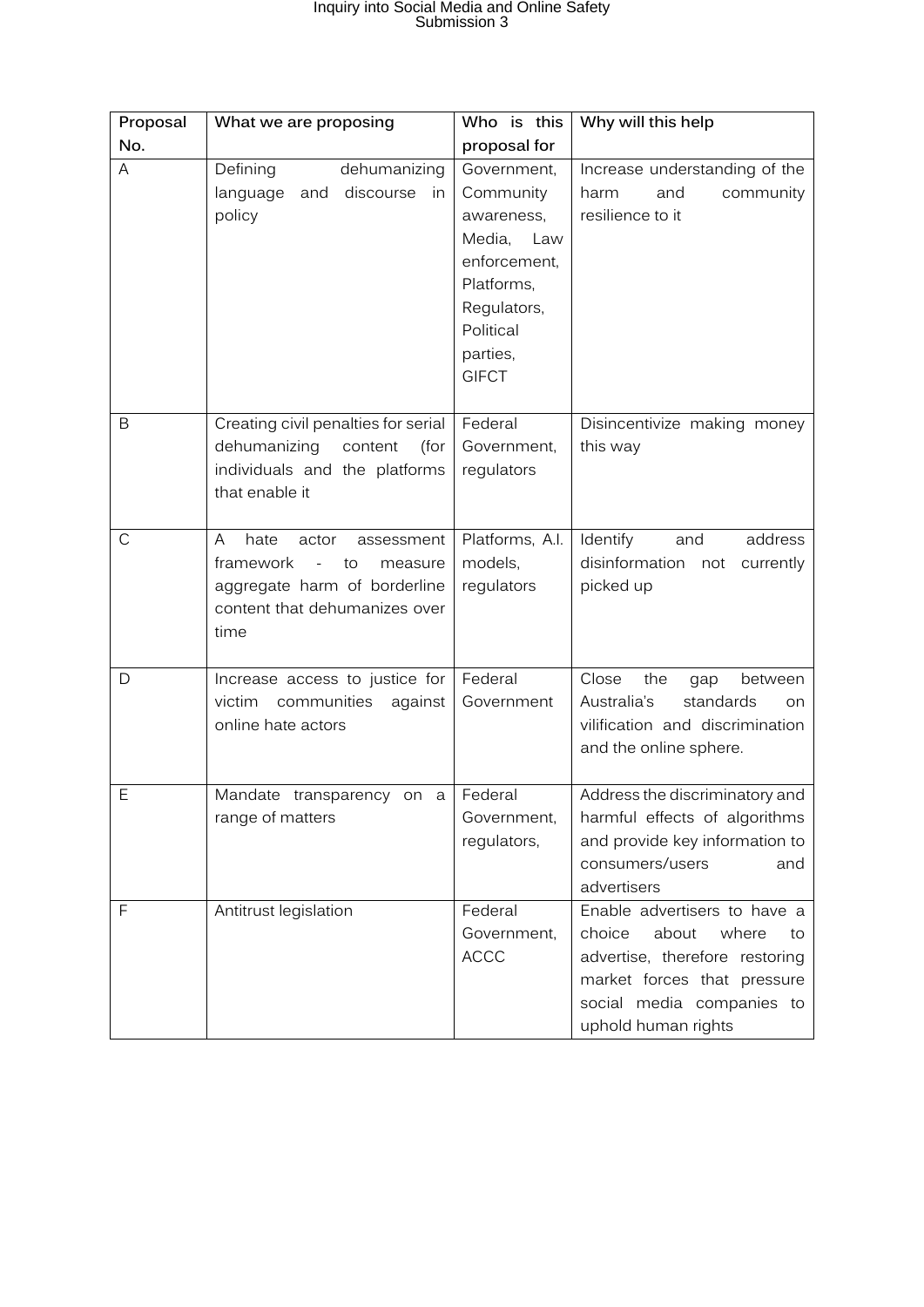| Proposal No. | What we are proposing | Who is this proposal for | Why will this help |
|---|---|---|---|
| A | Defining dehumanizing language and discourse in policy | Government, Community awareness, Media, Law enforcement, Platforms, Regulators, Political parties, GIFCT | Increase understanding of the harm and community resilience to it |
| B | Creating civil penalties for serial dehumanizing content (for individuals and the platforms that enable it | Federal Government, regulators | Disincentivize making money this way |
| C | A hate actor assessment framework - to measure aggregate harm of borderline content that dehumanizes over time | Platforms, A.I. models, regulators | Identify and address disinformation not currently picked up |
| D | Increase access to justice for victim communities against online hate actors | Federal Government | Close the gap between Australia's standards on vilification and discrimination and the online sphere. |
| E | Mandate transparency on a range of matters | Federal Government, regulators, | Address the discriminatory and harmful effects of algorithms and provide key information to consumers/users and advertisers |
| F | Antitrust legislation | Federal Government, ACCC | Enable advertisers to have a choice about where to advertise, therefore restoring market forces that pressure social media companies to uphold human rights |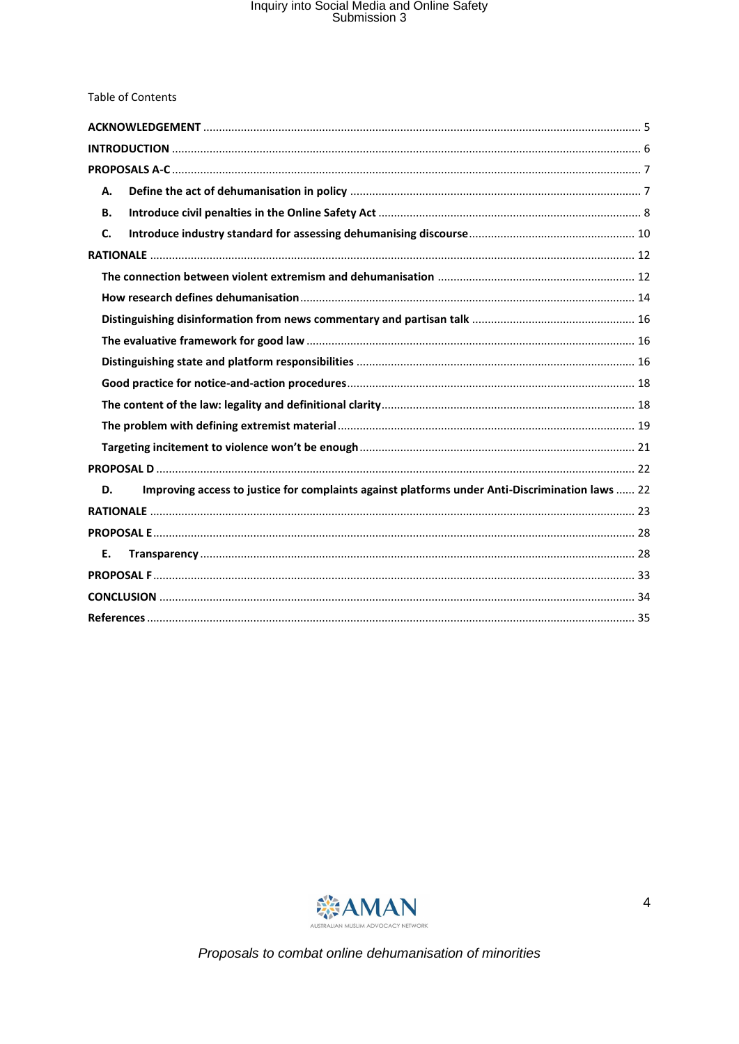Table of Contents

| | |
|---|---|
| **ACKNOWLEDGEMENT** | 5 |
| **INTRODUCTION** | 6 |
| **PROPOSALS A-C** | 7 |
| **A. Define the act of dehumanisation in policy** | 7 |
| **B. Introduce civil penalties in the Online Safety Act** | 8 |
| **C. Introduce industry standard for assessing dehumanising discourse** | 10 |
| **RATIONALE** | 12 |
| **The connection between violent extremism and dehumanisation** | 12 |
| **How research defines dehumanisation** | 14 |
| **Distinguishing disinformation from news commentary and partisan talk** | 16 |
| **The evaluative framework for good law** | 16 |
| **Distinguishing state and platform responsibilities** | 16 |
| **Good practice for notice-and-action procedures** | 18 |
| **The content of the law: legality and definitional clarity** | 18 |
| **The problem with defining extremist material** | 19 |
| **Targeting incitement to violence won't be enough** | 21 |
| **PROPOSAL D** | 22 |
| **D. Improving access to justice for complaints against platforms under Anti-Discrimination laws** | 22 |
| **RATIONALE** | 23 |
| **PROPOSAL E** | 28 |
| **E. Transparency** | 28 |
| **PROPOSAL F** | 33 |
| **CONCLUSION** | 34 |
| **References** | 35 |

*Proposals to combat online dehumanisation of minorities*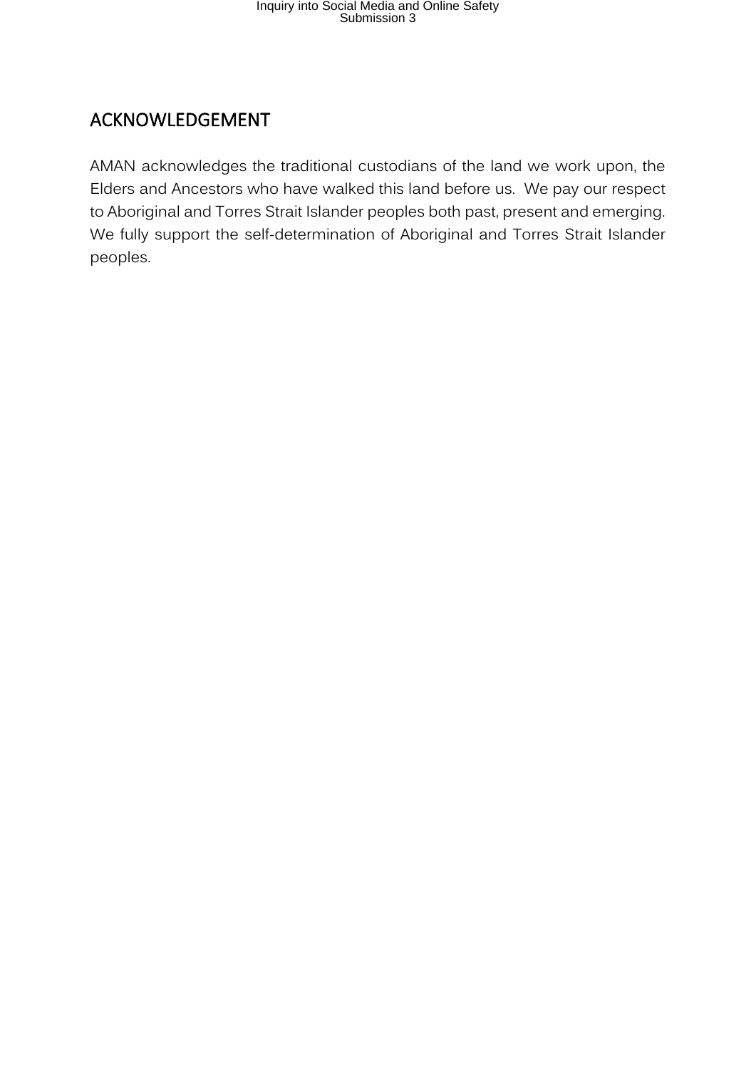## ACKNOWLEDGEMENT

AMAN acknowledges the traditional custodians of the land we work upon, the Elders and Ancestors who have walked this land before us. We pay our respect to Aboriginal and Torres Strait Islander peoples both past, present and emerging. We fully support the self-determination of Aboriginal and Torres Strait Islander peoples.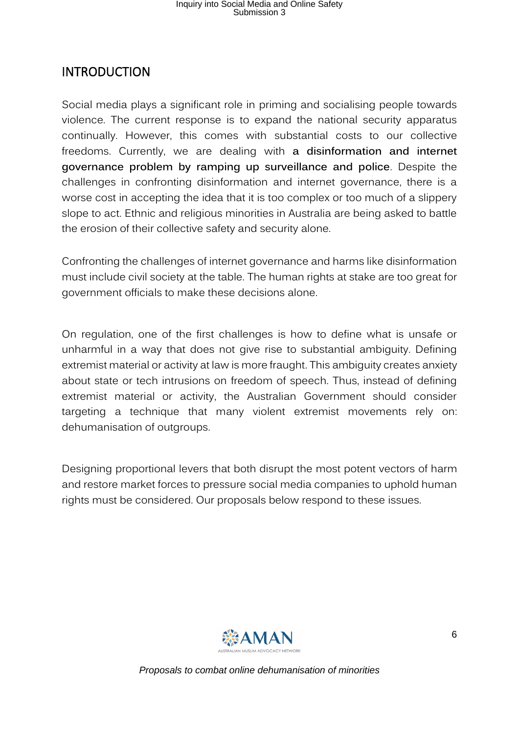# INTRODUCTION

Social media plays a significant role in priming and socialising people towards violence. The current response is to expand the national security apparatus continually. However, this comes with substantial costs to our collective freedoms. Currently, we are dealing with **a disinformation and internet governance problem by ramping up surveillance and police**. Despite the challenges in confronting disinformation and internet governance, there is a worse cost in accepting the idea that it is too complex or too much of a slippery slope to act. Ethnic and religious minorities in Australia are being asked to battle the erosion of their collective safety and security alone.

Confronting the challenges of internet governance and harms like disinformation must include civil society at the table. The human rights at stake are too great for government officials to make these decisions alone.

On regulation, one of the first challenges is how to define what is unsafe or unharmful in a way that does not give rise to substantial ambiguity. Defining extremist material or activity at law is more fraught. This ambiguity creates anxiety about state or tech intrusions on freedom of speech. Thus, instead of defining extremist material or activity, the Australian Government should consider targeting a technique that many violent extremist movements rely on: dehumanisation of outgroups.

Designing proportional levers that both disrupt the most potent vectors of harm and restore market forces to pressure social media companies to uphold human rights must be considered. Our proposals below respond to these issues.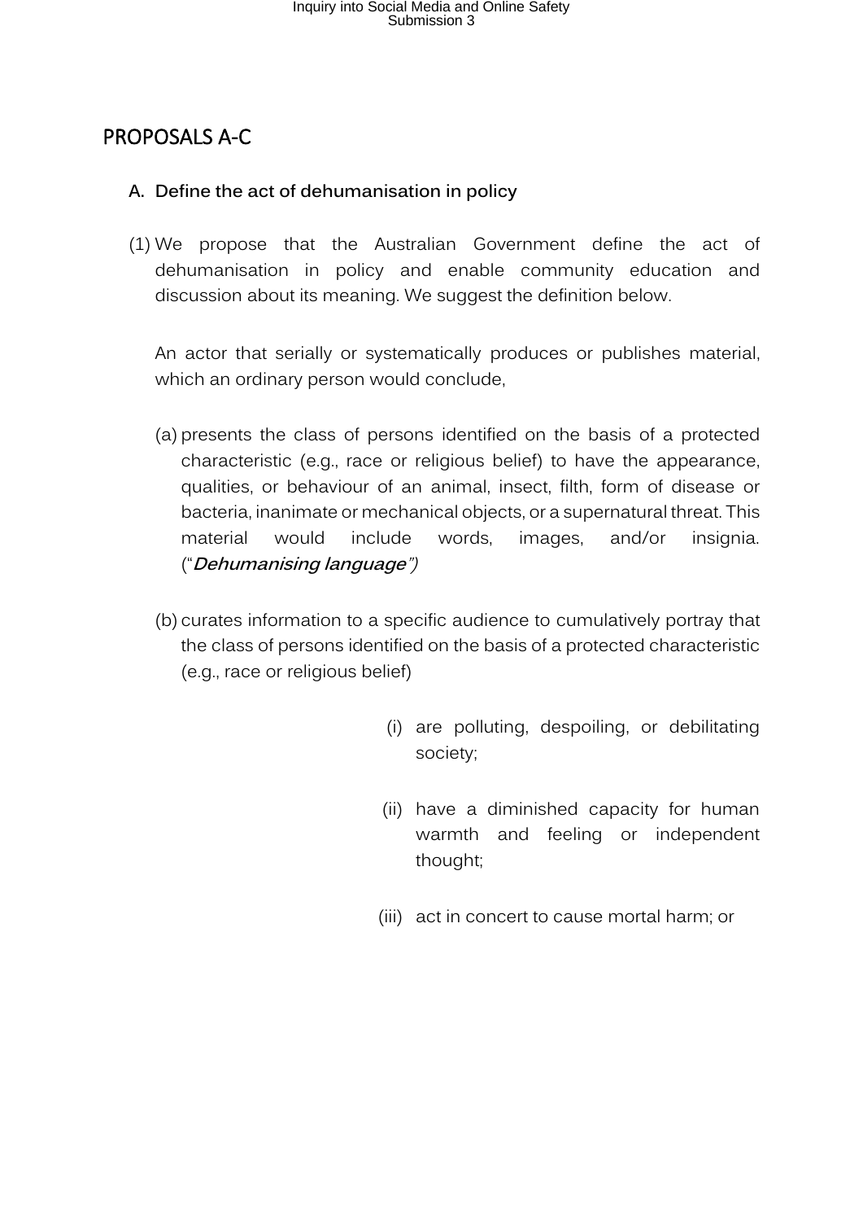## PROPOSALS A-C

### A. Define the act of dehumanisation in policy

(1) We propose that the Australian Government define the act of dehumanisation in policy and enable community education and discussion about its meaning. We suggest the definition below.

An actor that serially or systematically produces or publishes material, which an ordinary person would conclude,

(a) presents the class of persons identified on the basis of a protected characteristic (e.g., race or religious belief) to have the appearance, qualities, or behaviour of an animal, insect, filth, form of disease or bacteria, inanimate or mechanical objects, or a supernatural threat. This material would include words, images, and/or insignia. ("***Dehumanising language***")

(b) curates information to a specific audience to cumulatively portray that the class of persons identified on the basis of a protected characteristic (e.g., race or religious belief)

(i) are polluting, despoiling, or debilitating society;

(ii) have a diminished capacity for human warmth and feeling or independent thought;

(iii) act in concert to cause mortal harm; or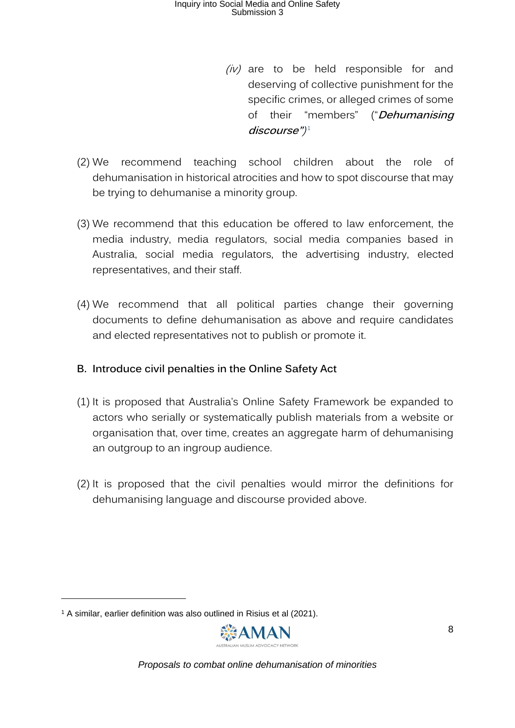*(iv)* are to be held responsible for and deserving of collective punishment for the specific crimes, or alleged crimes of some of their "members" ("***Dehumanising discourse"***)[1]

(2) We recommend teaching school children about the role of dehumanisation in historical atrocities and how to spot discourse that may be trying to dehumanise a minority group.

(3) We recommend that this education be offered to law enforcement, the media industry, media regulators, social media companies based in Australia, social media regulators, the advertising industry, elected representatives, and their staff.

(4) We recommend that all political parties change their governing documents to define dehumanisation as above and require candidates and elected representatives not to publish or promote it.

## B. Introduce civil penalties in the Online Safety Act

(1) It is proposed that Australia's Online Safety Framework be expanded to actors who serially or systematically publish materials from a website or organisation that, over time, creates an aggregate harm of dehumanising an outgroup to an ingroup audience.

(2) It is proposed that the civil penalties would mirror the definitions for dehumanising language and discourse provided above.

---

[1] A similar, earlier definition was also outlined in Risius et al (2021).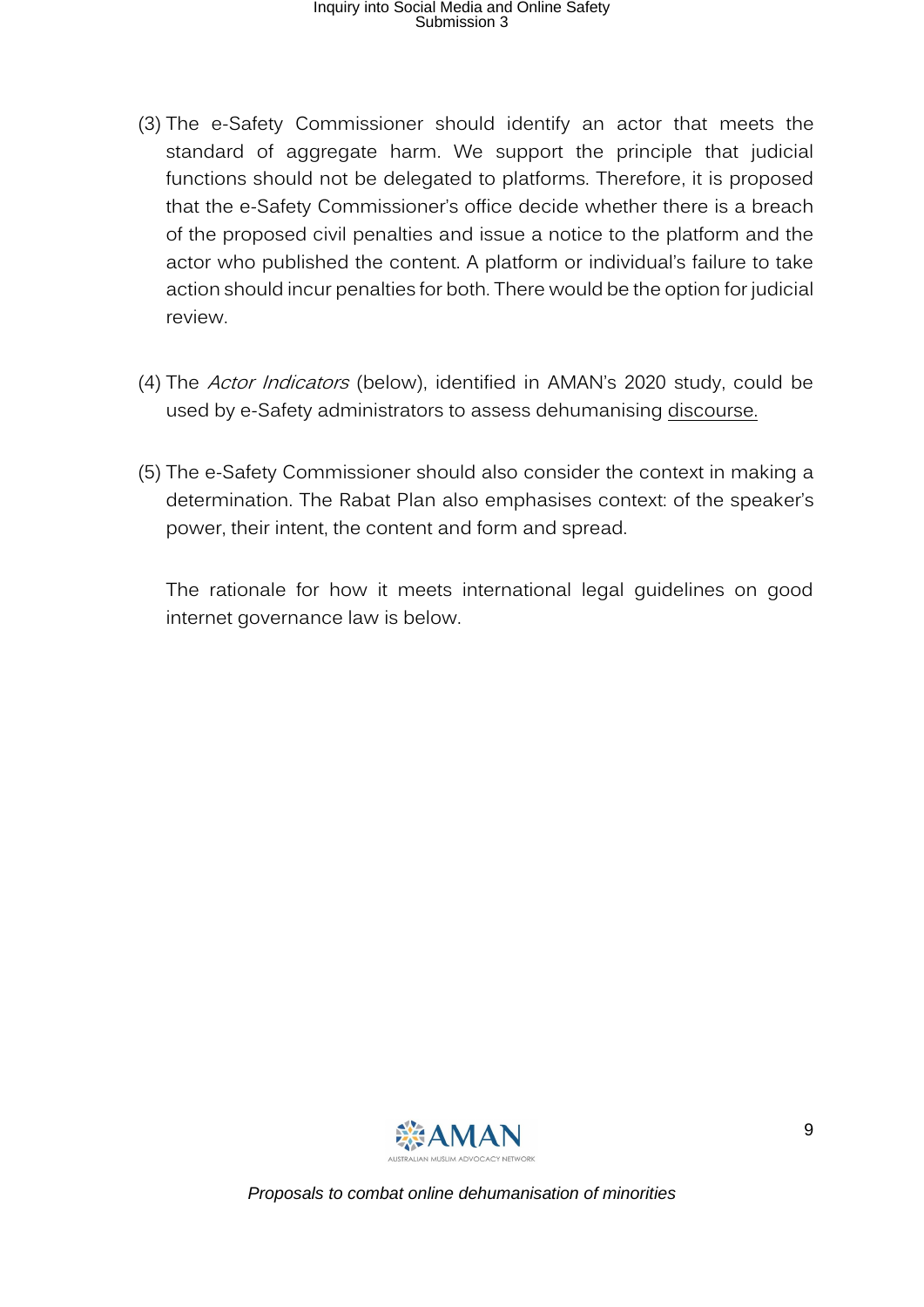(3) The e-Safety Commissioner should identify an actor that meets the standard of aggregate harm. We support the principle that judicial functions should not be delegated to platforms. Therefore, it is proposed that the e-Safety Commissioner's office decide whether there is a breach of the proposed civil penalties and issue a notice to the platform and the actor who published the content. A platform or individual's failure to take action should incur penalties for both. There would be the option for judicial review.

(4) The *Actor Indicators* (below), identified in AMAN's 2020 study, could be used by e-Safety administrators to assess dehumanising discourse.

(5) The e-Safety Commissioner should also consider the context in making a determination. The Rabat Plan also emphasises context: of the speaker's power, their intent, the content and form and spread.

The rationale for how it meets international legal guidelines on good internet governance law is below.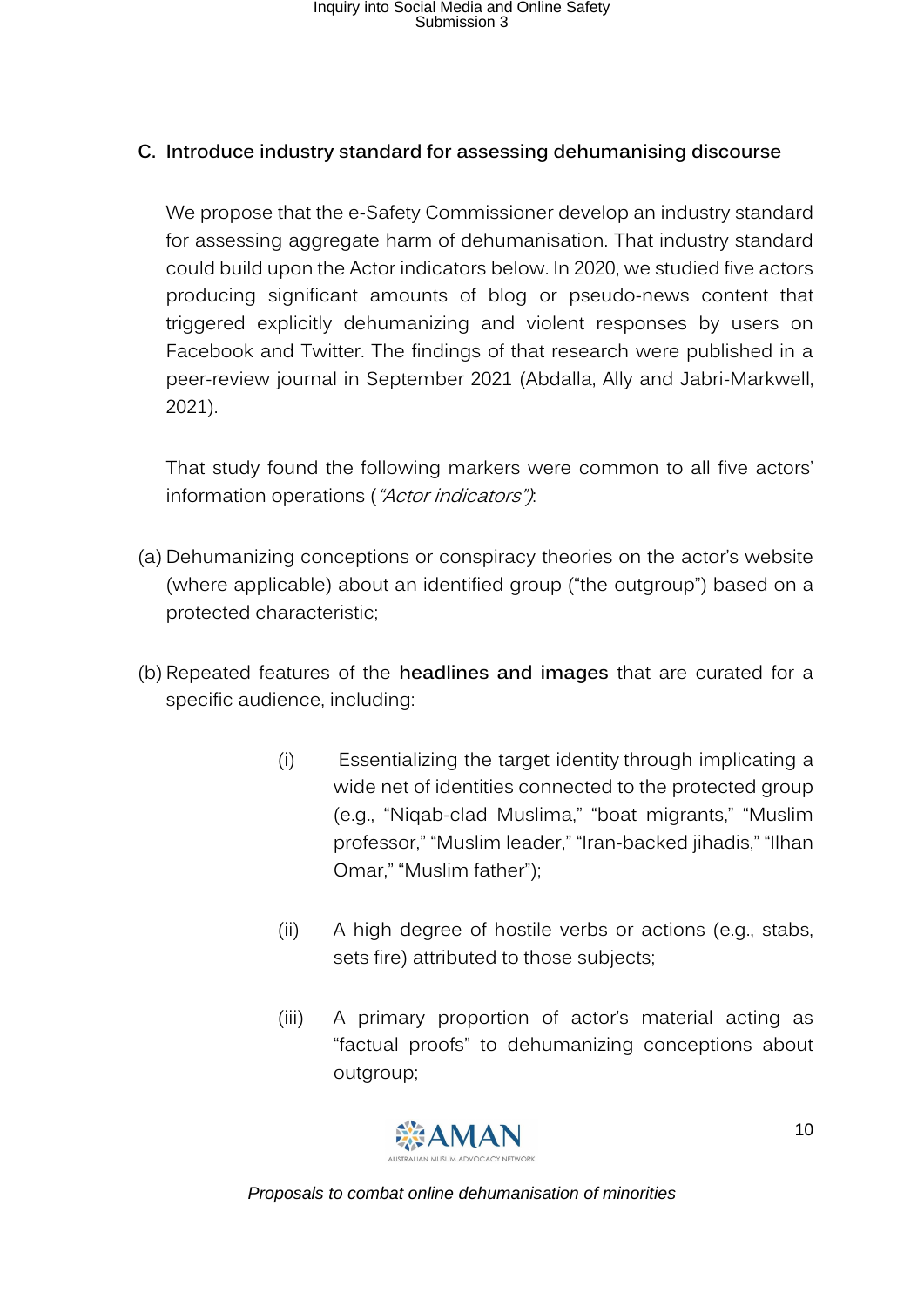## C. Introduce industry standard for assessing dehumanising discourse

We propose that the e-Safety Commissioner develop an industry standard for assessing aggregate harm of dehumanisation. That industry standard could build upon the Actor indicators below. In 2020, we studied five actors producing significant amounts of blog or pseudo-news content that triggered explicitly dehumanizing and violent responses by users on Facebook and Twitter. The findings of that research were published in a peer-review journal in September 2021 (Abdalla, Ally and Jabri-Markwell, 2021).

That study found the following markers were common to all five actors' information operations (*"Actor indicators")*:

(a) Dehumanizing conceptions or conspiracy theories on the actor's website (where applicable) about an identified group ("the outgroup") based on a protected characteristic;

(b) Repeated features of the **headlines and images** that are curated for a specific audience, including:

   (i) Essentializing the target identity through implicating a wide net of identities connected to the protected group (e.g., "Niqab-clad Muslima," "boat migrants," "Muslim professor," "Muslim leader," "Iran-backed jihadis," "Ilhan Omar," "Muslim father");

   (ii) A high degree of hostile verbs or actions (e.g., stabs, sets fire) attributed to those subjects;

   (iii) A primary proportion of actor's material acting as "factual proofs" to dehumanizing conceptions about outgroup;

*Proposals to combat online dehumanisation of minorities*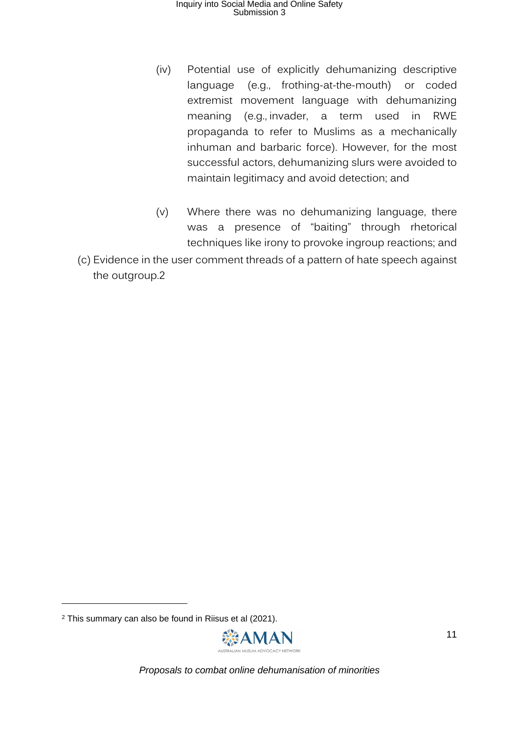(iv) Potential use of explicitly dehumanizing descriptive language (e.g., frothing-at-the-mouth) or coded extremist movement language with dehumanizing meaning (e.g., invader, a term used in RWE propaganda to refer to Muslims as a mechanically inhuman and barbaric force). However, for the most successful actors, dehumanizing slurs were avoided to maintain legitimacy and avoid detection; and

(v) Where there was no dehumanizing language, there was a presence of "baiting" through rhetorical techniques like irony to provoke ingroup reactions; and

(c) Evidence in the user comment threads of a pattern of hate speech against the outgroup.2

---

[2] This summary can also be found in Riisus et al (2021).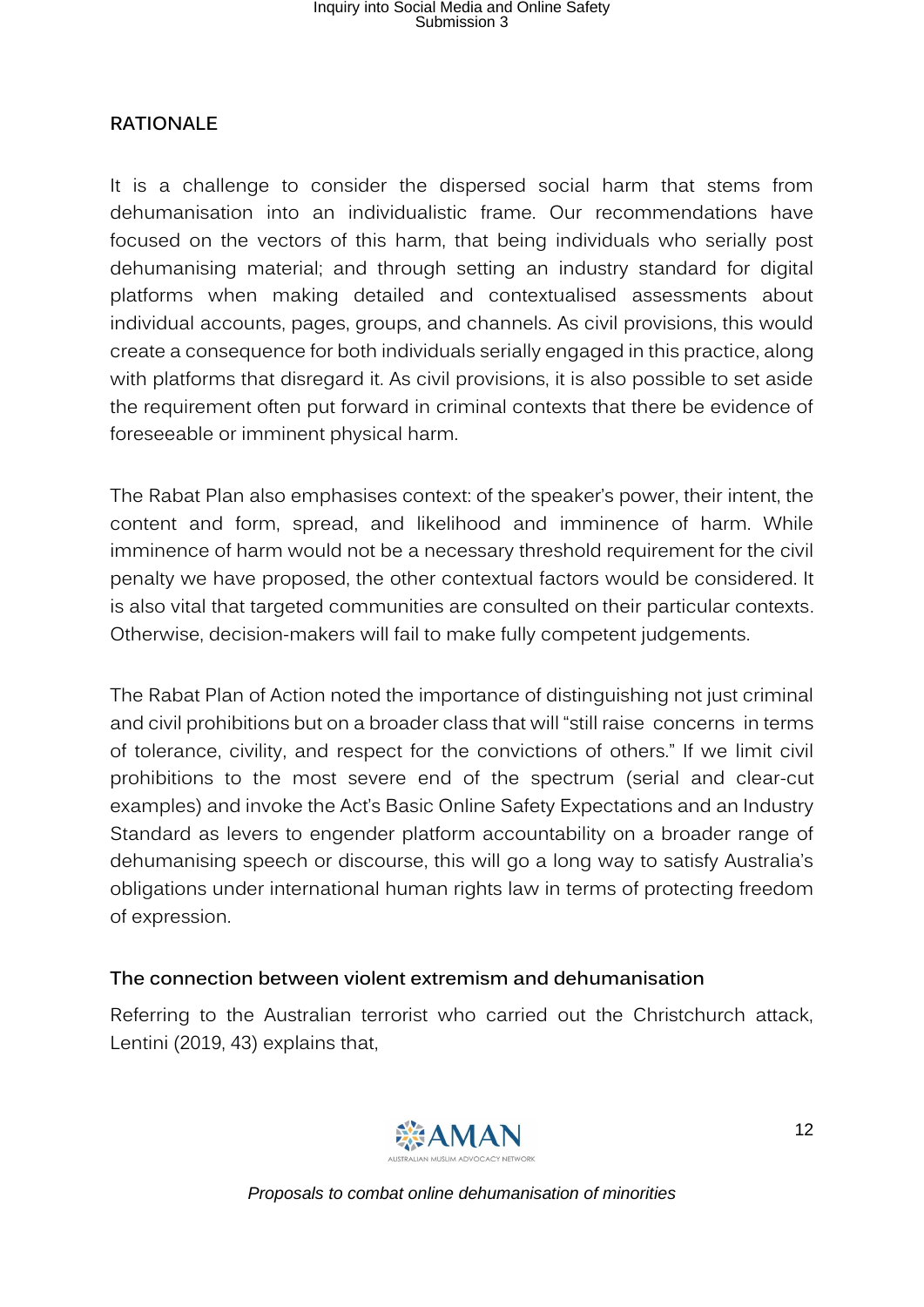## RATIONALE

It is a challenge to consider the dispersed social harm that stems from dehumanisation into an individualistic frame. Our recommendations have focused on the vectors of this harm, that being individuals who serially post dehumanising material; and through setting an industry standard for digital platforms when making detailed and contextualised assessments about individual accounts, pages, groups, and channels. As civil provisions, this would create a consequence for both individuals serially engaged in this practice, along with platforms that disregard it. As civil provisions, it is also possible to set aside the requirement often put forward in criminal contexts that there be evidence of foreseeable or imminent physical harm.

The Rabat Plan also emphasises context: of the speaker's power, their intent, the content and form, spread, and likelihood and imminence of harm. While imminence of harm would not be a necessary threshold requirement for the civil penalty we have proposed, the other contextual factors would be considered. It is also vital that targeted communities are consulted on their particular contexts. Otherwise, decision-makers will fail to make fully competent judgements.

The Rabat Plan of Action noted the importance of distinguishing not just criminal and civil prohibitions but on a broader class that will "still raise concerns in terms of tolerance, civility, and respect for the convictions of others." If we limit civil prohibitions to the most severe end of the spectrum (serial and clear-cut examples) and invoke the Act's Basic Online Safety Expectations and an Industry Standard as levers to engender platform accountability on a broader range of dehumanising speech or discourse, this will go a long way to satisfy Australia's obligations under international human rights law in terms of protecting freedom of expression.

### The connection between violent extremism and dehumanisation

Referring to the Australian terrorist who carried out the Christchurch attack, Lentini (2019, 43) explains that,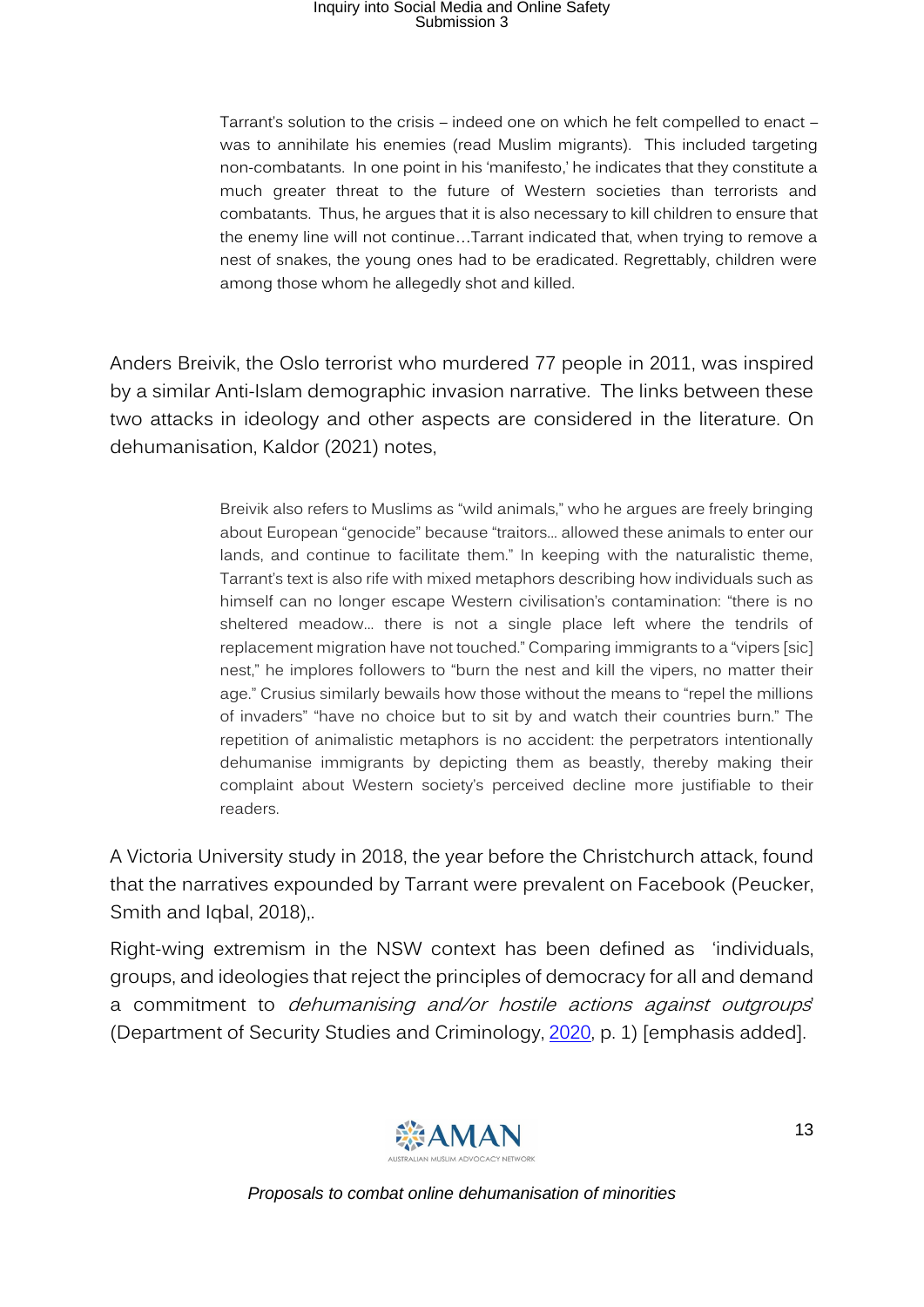> Tarrant's solution to the crisis – indeed one on which he felt compelled to enact – was to annihilate his enemies (read Muslim migrants). This included targeting non-combatants. In one point in his 'manifesto,' he indicates that they constitute a much greater threat to the future of Western societies than terrorists and combatants. Thus, he argues that it is also necessary to kill children to ensure that the enemy line will not continue…Tarrant indicated that, when trying to remove a nest of snakes, the young ones had to be eradicated. Regrettably, children were among those whom he allegedly shot and killed.

Anders Breivik, the Oslo terrorist who murdered 77 people in 2011, was inspired by a similar Anti-Islam demographic invasion narrative. The links between these two attacks in ideology and other aspects are considered in the literature. On dehumanisation, Kaldor (2021) notes,

> Breivik also refers to Muslims as "wild animals," who he argues are freely bringing about European "genocide" because "traitors… allowed these animals to enter our lands, and continue to facilitate them." In keeping with the naturalistic theme, Tarrant's text is also rife with mixed metaphors describing how individuals such as himself can no longer escape Western civilisation's contamination: "there is no sheltered meadow… there is not a single place left where the tendrils of replacement migration have not touched." Comparing immigrants to a "vipers [sic] nest," he implores followers to "burn the nest and kill the vipers, no matter their age." Crusius similarly bewails how those without the means to "repel the millions of invaders" "have no choice but to sit by and watch their countries burn." The repetition of animalistic metaphors is no accident: the perpetrators intentionally dehumanise immigrants by depicting them as beastly, thereby making their complaint about Western society's perceived decline more justifiable to their readers.

A Victoria University study in 2018, the year before the Christchurch attack, found that the narratives expounded by Tarrant were prevalent on Facebook (Peucker, Smith and Iqbal, 2018),.

Right-wing extremism in the NSW context has been defined as 'individuals, groups, and ideologies that reject the principles of democracy for all and demand a commitment to *dehumanising and/or hostile actions against outgroups*' (Department of Security Studies and Criminology, 2020, p. 1) [emphasis added].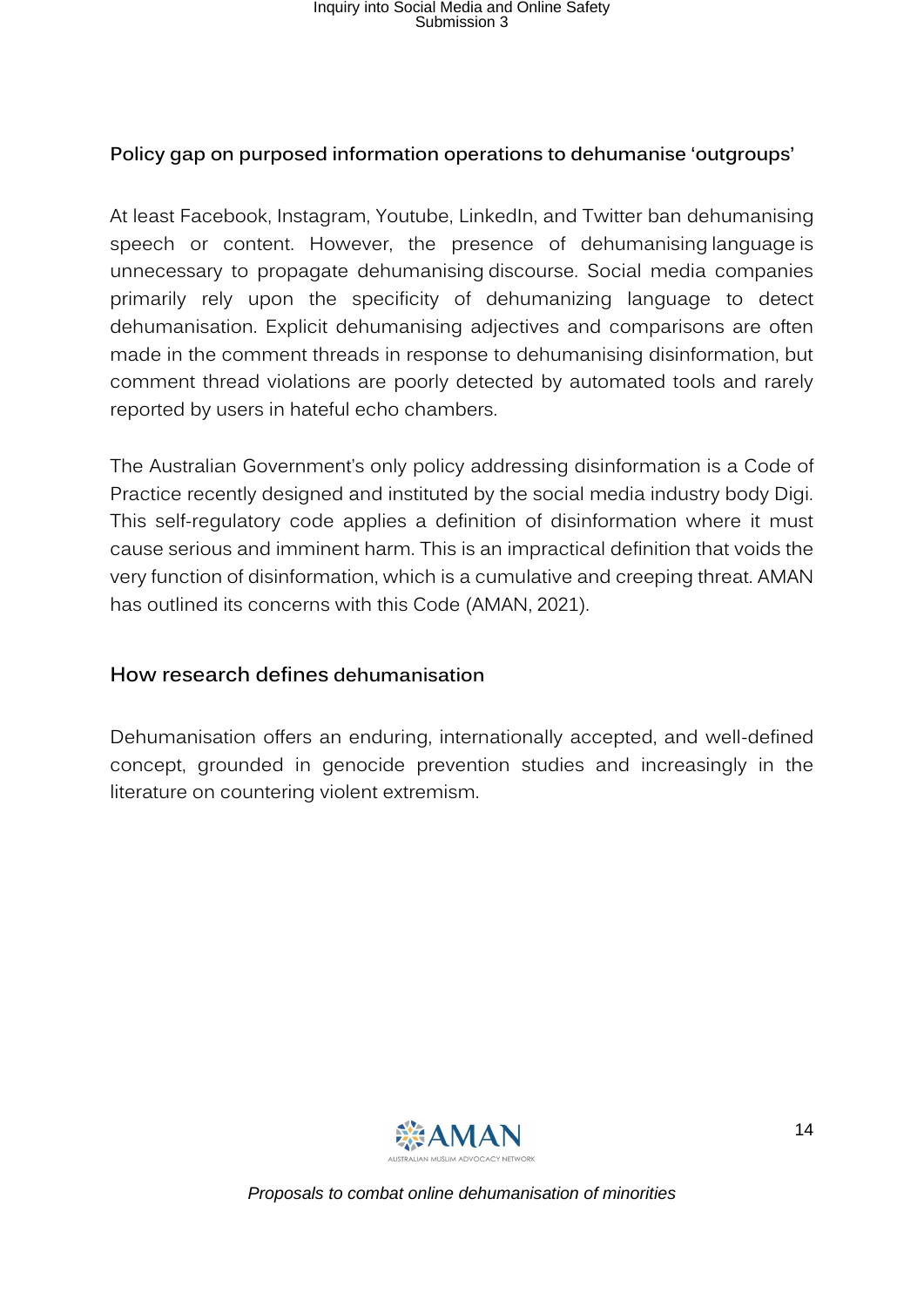### Policy gap on purposed information operations to dehumanise 'outgroups'

At least Facebook, Instagram, Youtube, LinkedIn, and Twitter ban dehumanising speech or content. However, the presence of dehumanising language is unnecessary to propagate dehumanising discourse. Social media companies primarily rely upon the specificity of dehumanizing language to detect dehumanisation. Explicit dehumanising adjectives and comparisons are often made in the comment threads in response to dehumanising disinformation, but comment thread violations are poorly detected by automated tools and rarely reported by users in hateful echo chambers.

The Australian Government's only policy addressing disinformation is a Code of Practice recently designed and instituted by the social media industry body Digi. This self-regulatory code applies a definition of disinformation where it must cause serious and imminent harm. This is an impractical definition that voids the very function of disinformation, which is a cumulative and creeping threat. AMAN has outlined its concerns with this Code (AMAN, 2021).

## How research defines dehumanisation

Dehumanisation offers an enduring, internationally accepted, and well-defined concept, grounded in genocide prevention studies and increasingly in the literature on countering violent extremism.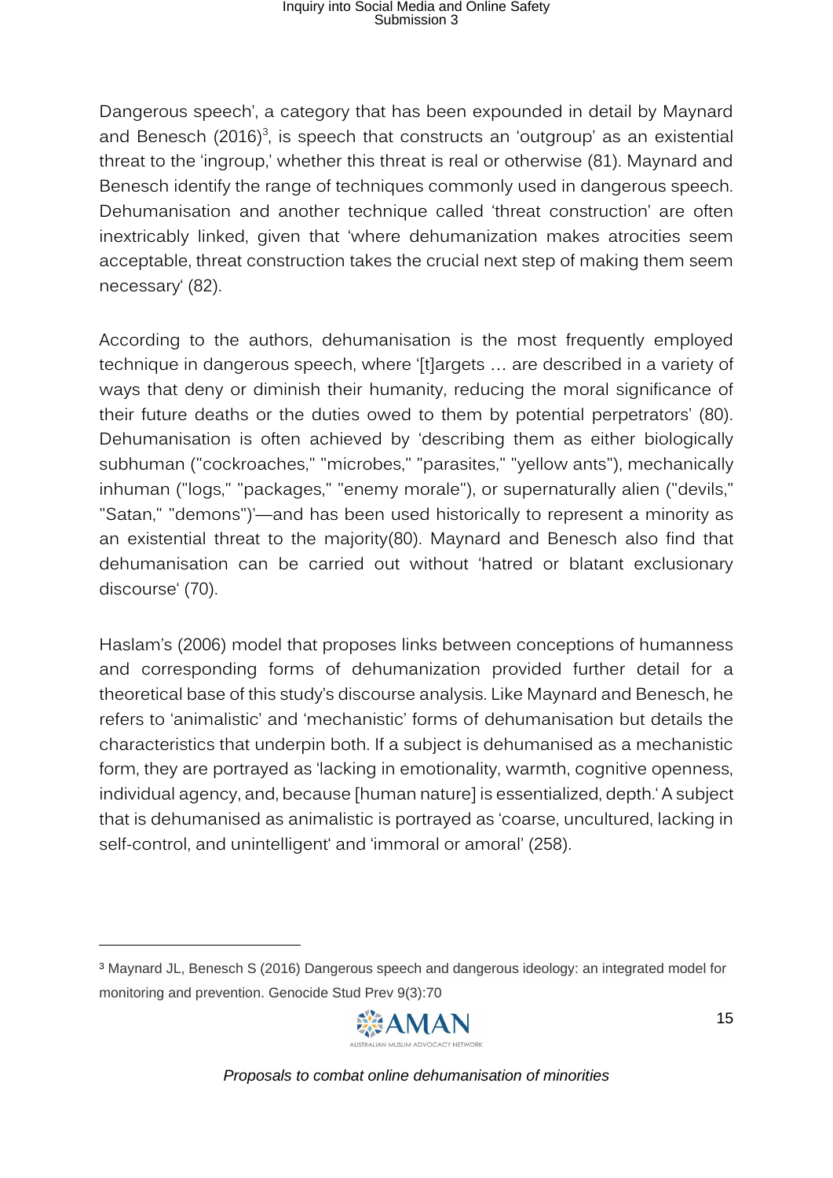Dangerous speech', a category that has been expounded in detail by Maynard and Benesch (2016)[3], is speech that constructs an 'outgroup' as an existential threat to the 'ingroup,' whether this threat is real or otherwise (81). Maynard and Benesch identify the range of techniques commonly used in dangerous speech. Dehumanisation and another technique called 'threat construction' are often inextricably linked, given that 'where dehumanization makes atrocities seem acceptable, threat construction takes the crucial next step of making them seem necessary' (82).

According to the authors, dehumanisation is the most frequently employed technique in dangerous speech, where '[t]argets … are described in a variety of ways that deny or diminish their humanity, reducing the moral significance of their future deaths or the duties owed to them by potential perpetrators' (80). Dehumanisation is often achieved by 'describing them as either biologically subhuman ("cockroaches," "microbes," "parasites," "yellow ants"), mechanically inhuman ("logs," "packages," "enemy morale"), or supernaturally alien ("devils," "Satan," "demons")'—and has been used historically to represent a minority as an existential threat to the majority(80). Maynard and Benesch also find that dehumanisation can be carried out without 'hatred or blatant exclusionary discourse' (70).

Haslam's (2006) model that proposes links between conceptions of humanness and corresponding forms of dehumanization provided further detail for a theoretical base of this study's discourse analysis. Like Maynard and Benesch, he refers to 'animalistic' and 'mechanistic' forms of dehumanisation but details the characteristics that underpin both. If a subject is dehumanised as a mechanistic form, they are portrayed as 'lacking in emotionality, warmth, cognitive openness, individual agency, and, because [human nature] is essentialized, depth.' A subject that is dehumanised as animalistic is portrayed as 'coarse, uncultured, lacking in self-control, and unintelligent' and 'immoral or amoral' (258).

---

[3] Maynard JL, Benesch S (2016) Dangerous speech and dangerous ideology: an integrated model for monitoring and prevention. Genocide Stud Prev 9(3):70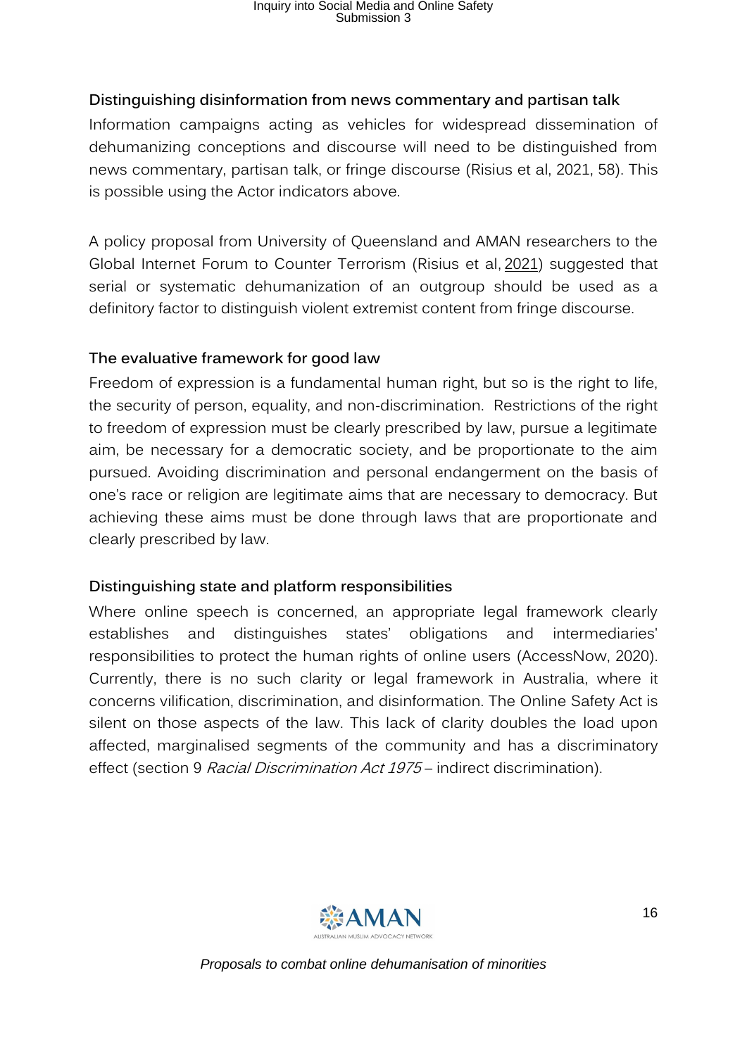### Distinguishing disinformation from news commentary and partisan talk

Information campaigns acting as vehicles for widespread dissemination of dehumanizing conceptions and discourse will need to be distinguished from news commentary, partisan talk, or fringe discourse (Risius et al, 2021, 58). This is possible using the Actor indicators above.

A policy proposal from University of Queensland and AMAN researchers to the Global Internet Forum to Counter Terrorism (Risius et al, 2021) suggested that serial or systematic dehumanization of an outgroup should be used as a definitory factor to distinguish violent extremist content from fringe discourse.

### The evaluative framework for good law

Freedom of expression is a fundamental human right, but so is the right to life, the security of person, equality, and non-discrimination. Restrictions of the right to freedom of expression must be clearly prescribed by law, pursue a legitimate aim, be necessary for a democratic society, and be proportionate to the aim pursued. Avoiding discrimination and personal endangerment on the basis of one's race or religion are legitimate aims that are necessary to democracy. But achieving these aims must be done through laws that are proportionate and clearly prescribed by law.

### Distinguishing state and platform responsibilities

Where online speech is concerned, an appropriate legal framework clearly establishes and distinguishes states' obligations and intermediaries' responsibilities to protect the human rights of online users (AccessNow, 2020). Currently, there is no such clarity or legal framework in Australia, where it concerns vilification, discrimination, and disinformation. The Online Safety Act is silent on those aspects of the law. This lack of clarity doubles the load upon affected, marginalised segments of the community and has a discriminatory effect (section 9 *Racial Discrimination Act 1975* – indirect discrimination).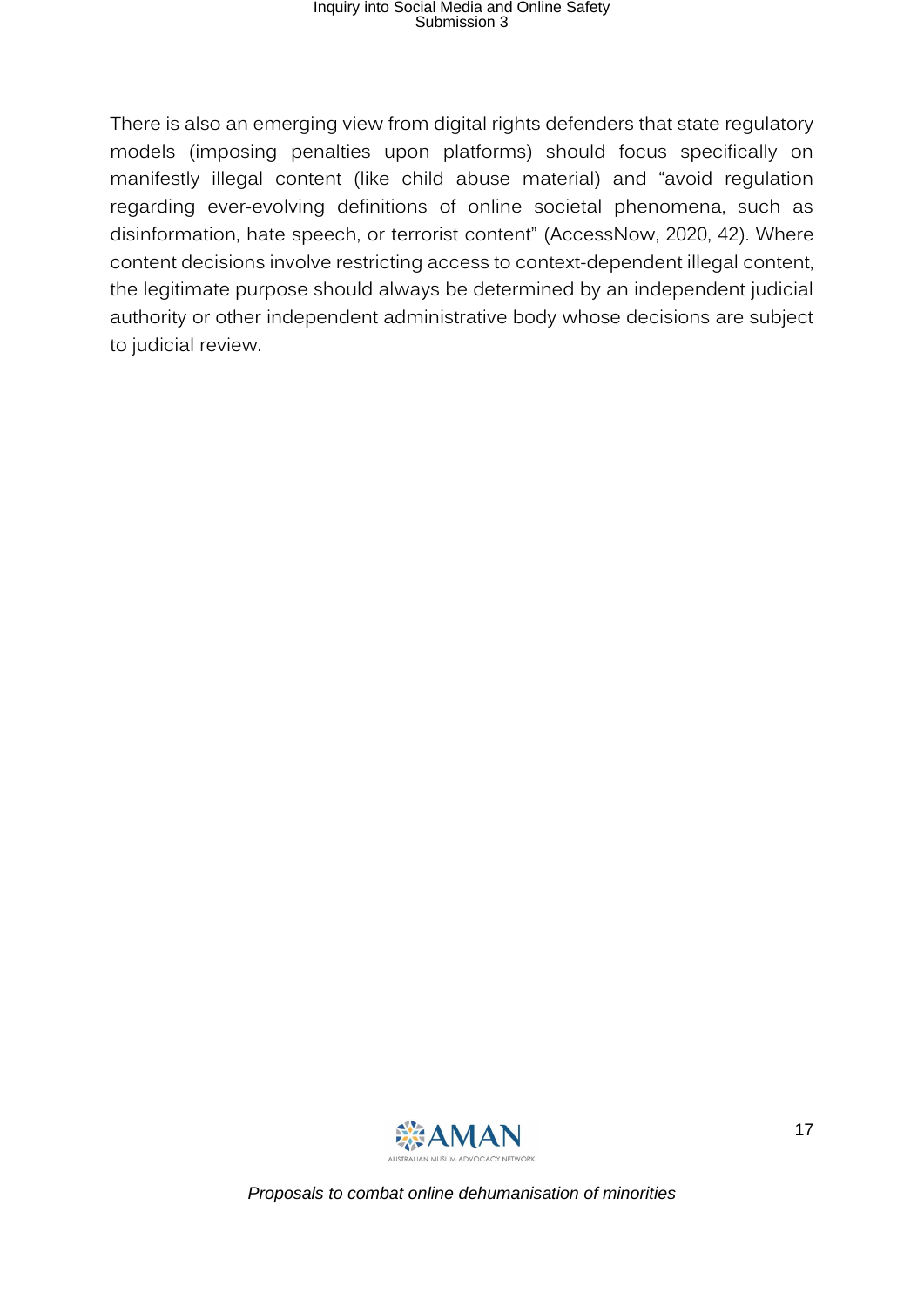There is also an emerging view from digital rights defenders that state regulatory models (imposing penalties upon platforms) should focus specifically on manifestly illegal content (like child abuse material) and "avoid regulation regarding ever-evolving definitions of online societal phenomena, such as disinformation, hate speech, or terrorist content" (AccessNow, 2020, 42). Where content decisions involve restricting access to context-dependent illegal content, the legitimate purpose should always be determined by an independent judicial authority or other independent administrative body whose decisions are subject to judicial review.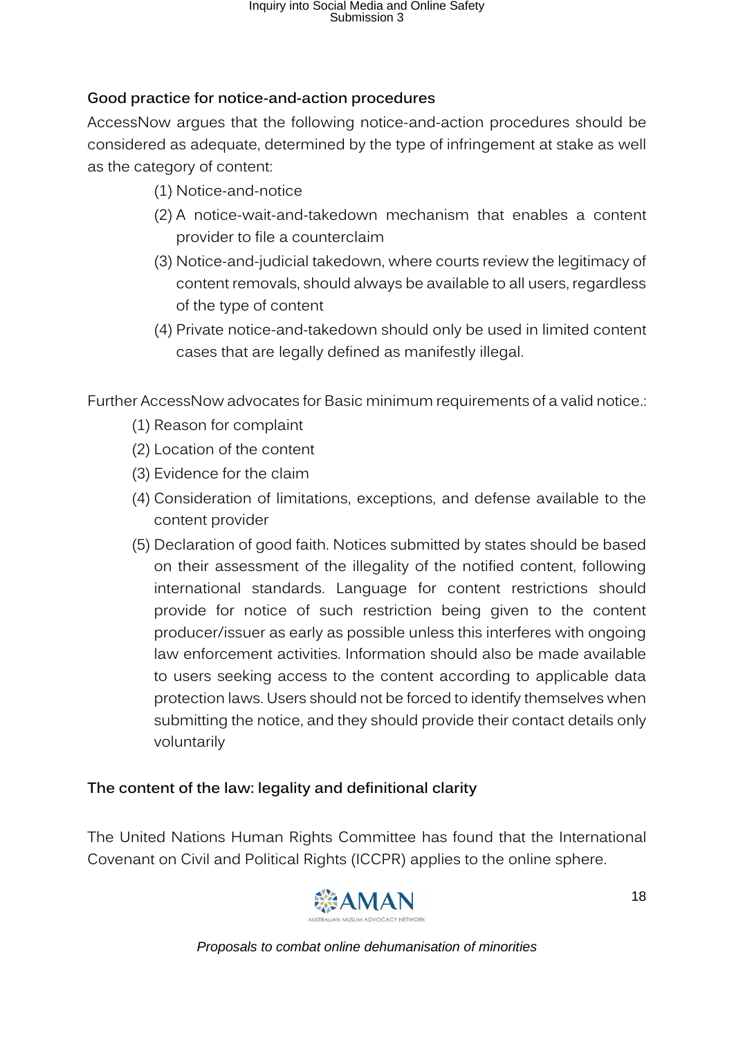### Good practice for notice-and-action procedures

AccessNow argues that the following notice-and-action procedures should be considered as adequate, determined by the type of infringement at stake as well as the category of content:

(1) Notice-and-notice
(2) A notice-wait-and-takedown mechanism that enables a content provider to file a counterclaim
(3) Notice-and-judicial takedown, where courts review the legitimacy of content removals, should always be available to all users, regardless of the type of content
(4) Private notice-and-takedown should only be used in limited content cases that are legally defined as manifestly illegal.

Further AccessNow advocates for Basic minimum requirements of a valid notice.:

(1) Reason for complaint
(2) Location of the content
(3) Evidence for the claim
(4) Consideration of limitations, exceptions, and defense available to the content provider
(5) Declaration of good faith. Notices submitted by states should be based on their assessment of the illegality of the notified content, following international standards. Language for content restrictions should provide for notice of such restriction being given to the content producer/issuer as early as possible unless this interferes with ongoing law enforcement activities. Information should also be made available to users seeking access to the content according to applicable data protection laws. Users should not be forced to identify themselves when submitting the notice, and they should provide their contact details only voluntarily

### The content of the law: legality and definitional clarity

The United Nations Human Rights Committee has found that the International Covenant on Civil and Political Rights (ICCPR) applies to the online sphere.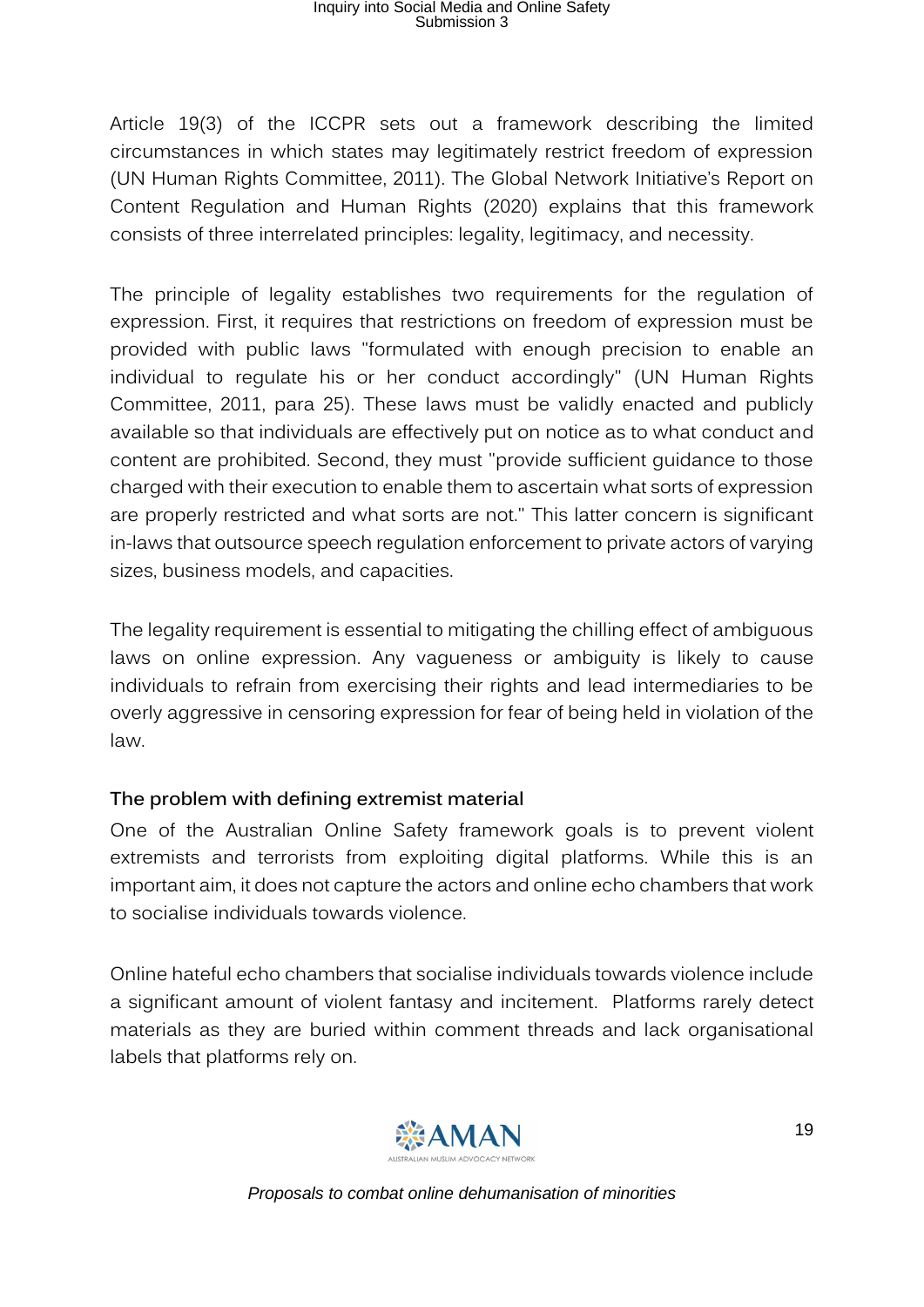Article 19(3) of the ICCPR sets out a framework describing the limited circumstances in which states may legitimately restrict freedom of expression (UN Human Rights Committee, 2011). The Global Network Initiative's Report on Content Regulation and Human Rights (2020) explains that this framework consists of three interrelated principles: legality, legitimacy, and necessity.

The principle of legality establishes two requirements for the regulation of expression. First, it requires that restrictions on freedom of expression must be provided with public laws "formulated with enough precision to enable an individual to regulate his or her conduct accordingly" (UN Human Rights Committee, 2011, para 25). These laws must be validly enacted and publicly available so that individuals are effectively put on notice as to what conduct and content are prohibited. Second, they must "provide sufficient guidance to those charged with their execution to enable them to ascertain what sorts of expression are properly restricted and what sorts are not." This latter concern is significant in-laws that outsource speech regulation enforcement to private actors of varying sizes, business models, and capacities.

The legality requirement is essential to mitigating the chilling effect of ambiguous laws on online expression. Any vagueness or ambiguity is likely to cause individuals to refrain from exercising their rights and lead intermediaries to be overly aggressive in censoring expression for fear of being held in violation of the law.

**The problem with defining extremist material**

One of the Australian Online Safety framework goals is to prevent violent extremists and terrorists from exploiting digital platforms. While this is an important aim, it does not capture the actors and online echo chambers that work to socialise individuals towards violence.

Online hateful echo chambers that socialise individuals towards violence include a significant amount of violent fantasy and incitement. Platforms rarely detect materials as they are buried within comment threads and lack organisational labels that platforms rely on.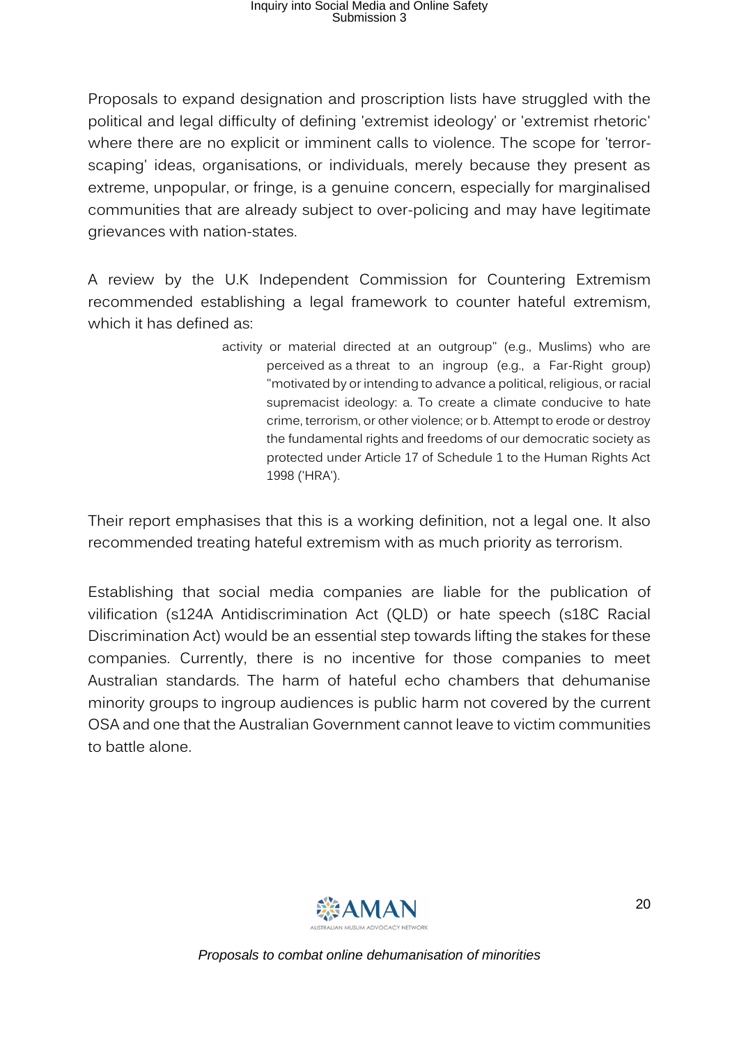Proposals to expand designation and proscription lists have struggled with the political and legal difficulty of defining 'extremist ideology' or 'extremist rhetoric' where there are no explicit or imminent calls to violence. The scope for 'terror-scaping' ideas, organisations, or individuals, merely because they present as extreme, unpopular, or fringe, is a genuine concern, especially for marginalised communities that are already subject to over-policing and may have legitimate grievances with nation-states.

A review by the U.K Independent Commission for Countering Extremism recommended establishing a legal framework to counter hateful extremism, which it has defined as:

> activity or material directed at an outgroup" (e.g., Muslims) who are perceived as a threat to an ingroup (e.g., a Far-Right group) "motivated by or intending to advance a political, religious, or racial supremacist ideology: a. To create a climate conducive to hate crime, terrorism, or other violence; or b. Attempt to erode or destroy the fundamental rights and freedoms of our democratic society as protected under Article 17 of Schedule 1 to the Human Rights Act 1998 ('HRA').

Their report emphasises that this is a working definition, not a legal one. It also recommended treating hateful extremism with as much priority as terrorism.

Establishing that social media companies are liable for the publication of vilification (s124A Antidiscrimination Act (QLD) or hate speech (s18C Racial Discrimination Act) would be an essential step towards lifting the stakes for these companies. Currently, there is no incentive for those companies to meet Australian standards. The harm of hateful echo chambers that dehumanise minority groups to ingroup audiences is public harm not covered by the current OSA and one that the Australian Government cannot leave to victim communities to battle alone.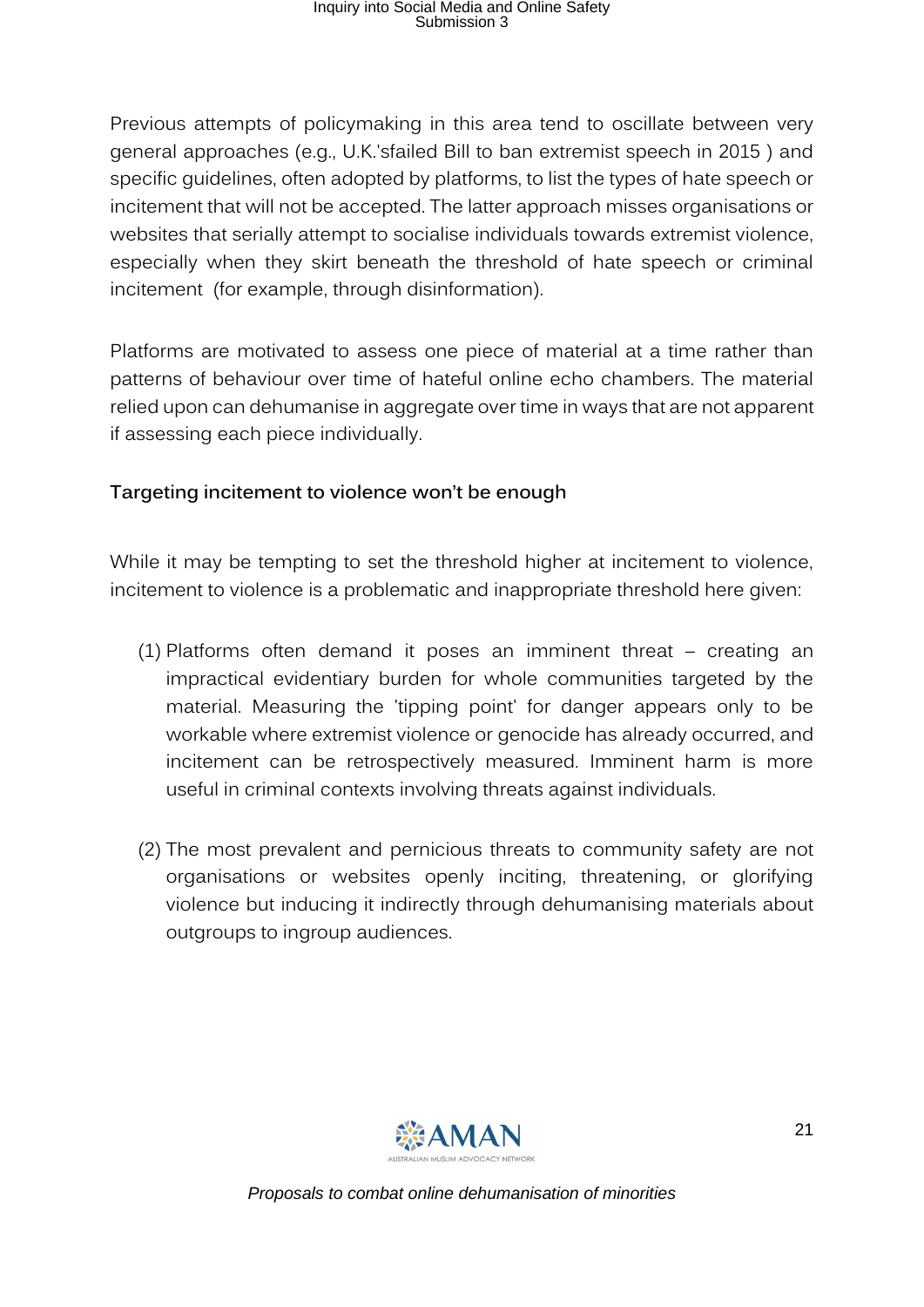Previous attempts of policymaking in this area tend to oscillate between very general approaches (e.g., U.K.'sfailed Bill to ban extremist speech in 2015 ) and specific guidelines, often adopted by platforms, to list the types of hate speech or incitement that will not be accepted. The latter approach misses organisations or websites that serially attempt to socialise individuals towards extremist violence, especially when they skirt beneath the threshold of hate speech or criminal incitement (for example, through disinformation).

Platforms are motivated to assess one piece of material at a time rather than patterns of behaviour over time of hateful online echo chambers. The material relied upon can dehumanise in aggregate over time in ways that are not apparent if assessing each piece individually.

### Targeting incitement to violence won't be enough

While it may be tempting to set the threshold higher at incitement to violence, incitement to violence is a problematic and inappropriate threshold here given:

(1) Platforms often demand it poses an imminent threat – creating an impractical evidentiary burden for whole communities targeted by the material. Measuring the 'tipping point' for danger appears only to be workable where extremist violence or genocide has already occurred, and incitement can be retrospectively measured. Imminent harm is more useful in criminal contexts involving threats against individuals.

(2) The most prevalent and pernicious threats to community safety are not organisations or websites openly inciting, threatening, or glorifying violence but inducing it indirectly through dehumanising materials about outgroups to ingroup audiences.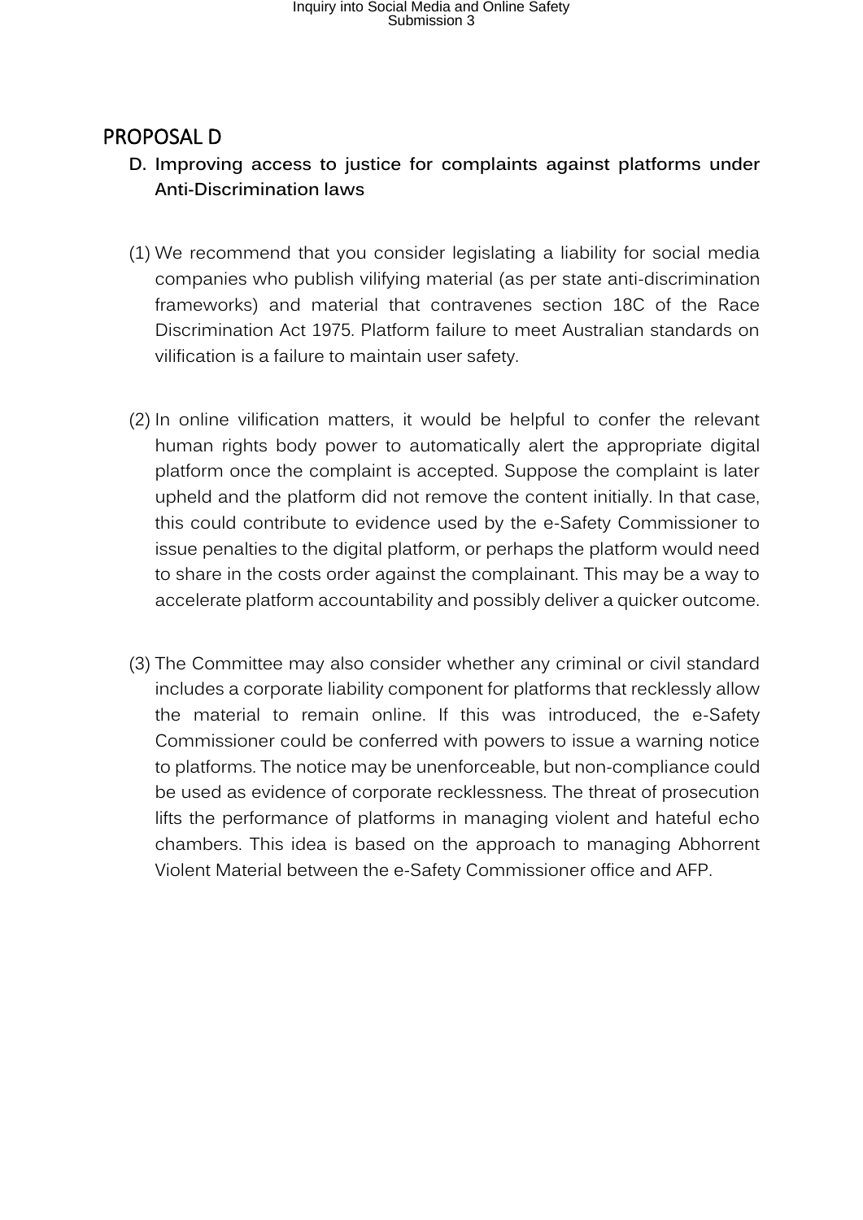## PROPOSAL D

**D. Improving access to justice for complaints against platforms under Anti-Discrimination laws**

(1) We recommend that you consider legislating a liability for social media companies who publish vilifying material (as per state anti-discrimination frameworks) and material that contravenes section 18C of the Race Discrimination Act 1975. Platform failure to meet Australian standards on vilification is a failure to maintain user safety.

(2) In online vilification matters, it would be helpful to confer the relevant human rights body power to automatically alert the appropriate digital platform once the complaint is accepted. Suppose the complaint is later upheld and the platform did not remove the content initially. In that case, this could contribute to evidence used by the e-Safety Commissioner to issue penalties to the digital platform, or perhaps the platform would need to share in the costs order against the complainant. This may be a way to accelerate platform accountability and possibly deliver a quicker outcome.

(3) The Committee may also consider whether any criminal or civil standard includes a corporate liability component for platforms that recklessly allow the material to remain online. If this was introduced, the e-Safety Commissioner could be conferred with powers to issue a warning notice to platforms. The notice may be unenforceable, but non-compliance could be used as evidence of corporate recklessness. The threat of prosecution lifts the performance of platforms in managing violent and hateful echo chambers. This idea is based on the approach to managing Abhorrent Violent Material between the e-Safety Commissioner office and AFP.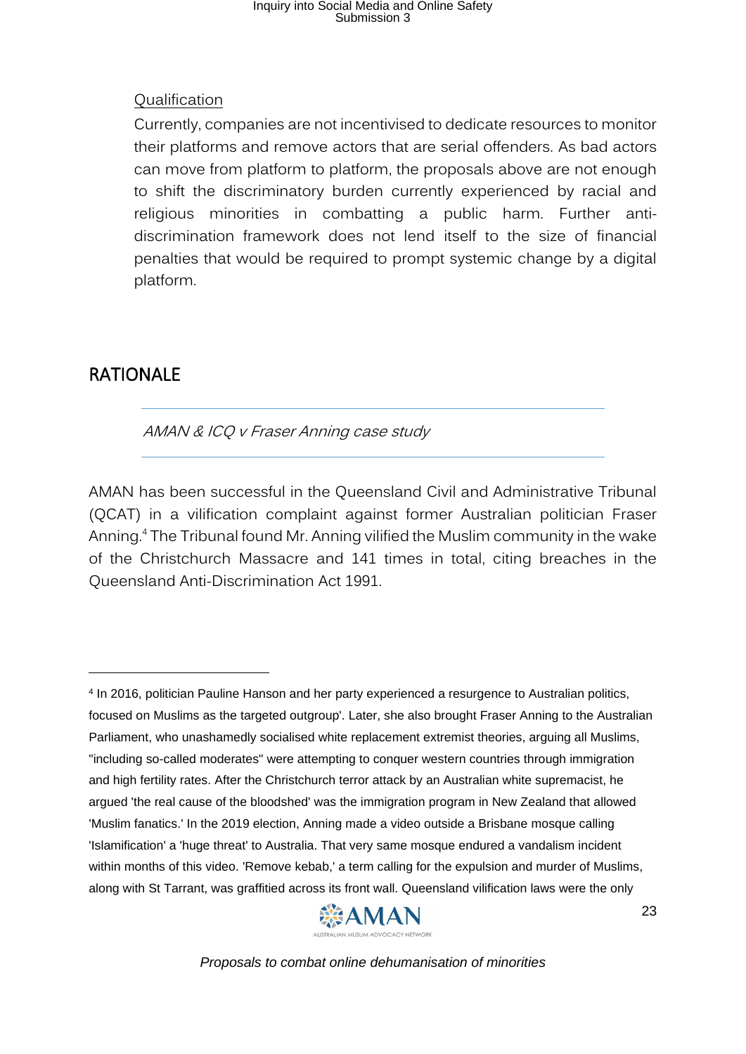Qualification

Currently, companies are not incentivised to dedicate resources to monitor their platforms and remove actors that are serial offenders. As bad actors can move from platform to platform, the proposals above are not enough to shift the discriminatory burden currently experienced by racial and religious minorities in combatting a public harm. Further anti-discrimination framework does not lend itself to the size of financial penalties that would be required to prompt systemic change by a digital platform.

## RATIONALE

### *AMAN & ICQ v Fraser Anning case study*

AMAN has been successful in the Queensland Civil and Administrative Tribunal (QCAT) in a vilification complaint against former Australian politician Fraser Anning.[4] The Tribunal found Mr. Anning vilified the Muslim community in the wake of the Christchurch Massacre and 141 times in total, citing breaches in the Queensland Anti-Discrimination Act 1991.

---

[4] In 2016, politician Pauline Hanson and her party experienced a resurgence to Australian politics, focused on Muslims as the targeted outgroup'. Later, she also brought Fraser Anning to the Australian Parliament, who unashamedly socialised white replacement extremist theories, arguing all Muslims, "including so-called moderates" were attempting to conquer western countries through immigration and high fertility rates. After the Christchurch terror attack by an Australian white supremacist, he argued 'the real cause of the bloodshed' was the immigration program in New Zealand that allowed 'Muslim fanatics.' In the 2019 election, Anning made a video outside a Brisbane mosque calling 'Islamification' a 'huge threat' to Australia. That very same mosque endured a vandalism incident within months of this video. 'Remove kebab,' a term calling for the expulsion and murder of Muslims, along with St Tarrant, was graffitied across its front wall. Queensland vilification laws were the only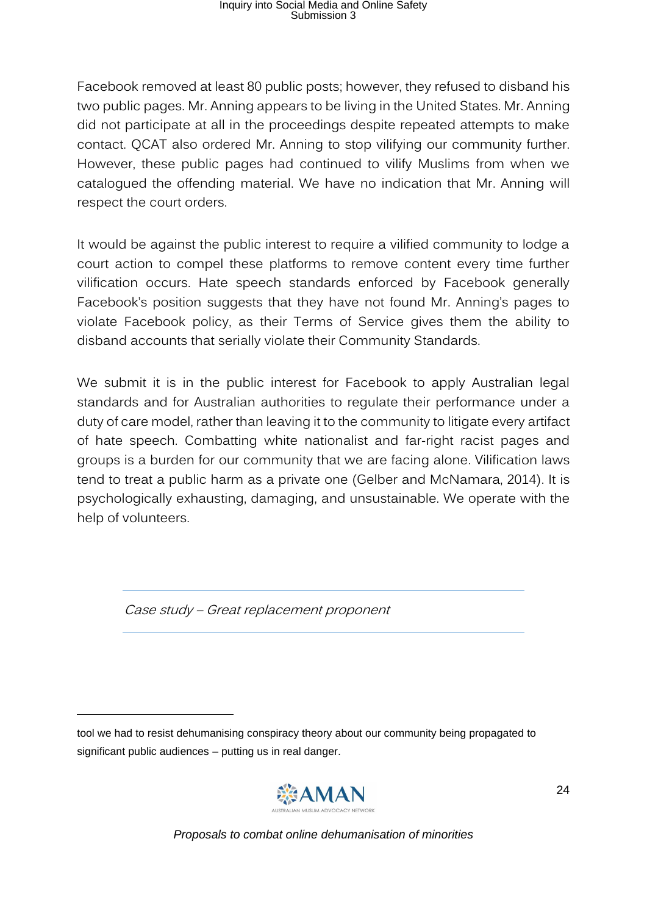Facebook removed at least 80 public posts; however, they refused to disband his two public pages. Mr. Anning appears to be living in the United States. Mr. Anning did not participate at all in the proceedings despite repeated attempts to make contact. QCAT also ordered Mr. Anning to stop vilifying our community further. However, these public pages had continued to vilify Muslims from when we catalogued the offending material. We have no indication that Mr. Anning will respect the court orders.

It would be against the public interest to require a vilified community to lodge a court action to compel these platforms to remove content every time further vilification occurs. Hate speech standards enforced by Facebook generally Facebook's position suggests that they have not found Mr. Anning's pages to violate Facebook policy, as their Terms of Service gives them the ability to disband accounts that serially violate their Community Standards.

We submit it is in the public interest for Facebook to apply Australian legal standards and for Australian authorities to regulate their performance under a duty of care model, rather than leaving it to the community to litigate every artifact of hate speech. Combatting white nationalist and far-right racist pages and groups is a burden for our community that we are facing alone. Vilification laws tend to treat a public harm as a private one (Gelber and McNamara, 2014). It is psychologically exhausting, damaging, and unsustainable. We operate with the help of volunteers.

---

*Case study – Great replacement proponent*

---

tool we had to resist dehumanising conspiracy theory about our community being propagated to significant public audiences – putting us in real danger.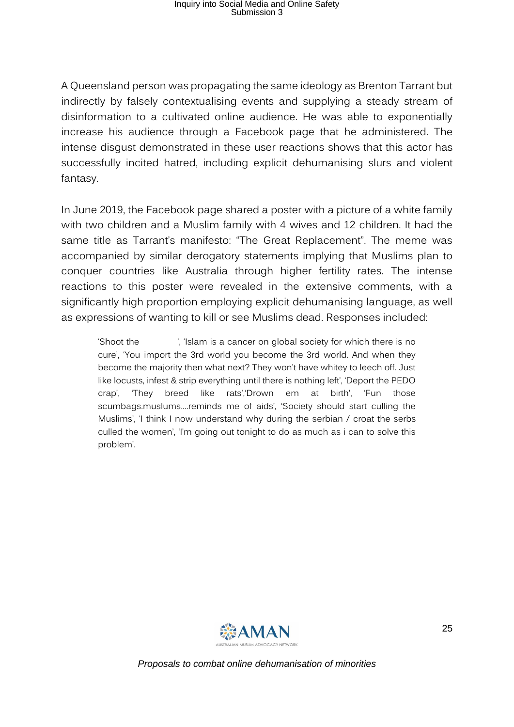A Queensland person was propagating the same ideology as Brenton Tarrant but indirectly by falsely contextualising events and supplying a steady stream of disinformation to a cultivated online audience. He was able to exponentially increase his audience through a Facebook page that he administered. The intense disgust demonstrated in these user reactions shows that this actor has successfully incited hatred, including explicit dehumanising slurs and violent fantasy.

In June 2019, the Facebook page shared a poster with a picture of a white family with two children and a Muslim family with 4 wives and 12 children. It had the same title as Tarrant's manifesto: "The Great Replacement". The meme was accompanied by similar derogatory statements implying that Muslims plan to conquer countries like Australia through higher fertility rates. The intense reactions to this poster were revealed in the extensive comments, with a significantly high proportion employing explicit dehumanising language, as well as expressions of wanting to kill or see Muslims dead. Responses included:

> 'Shoot the ', 'Islam is a cancer on global society for which there is no cure', 'You import the 3rd world you become the 3rd world. And when they become the majority then what next? They won't have whitey to leech off. Just like locusts, infest & strip everything until there is nothing left', 'Deport the PEDO crap', 'They breed like rats','Drown em at birth', 'Fun those scumbags.muslums....reminds me of aids', 'Society should start culling the Muslims', 'I think I now understand why during the serbian / croat the serbs culled the women', 'I'm going out tonight to do as much as i can to solve this problem'.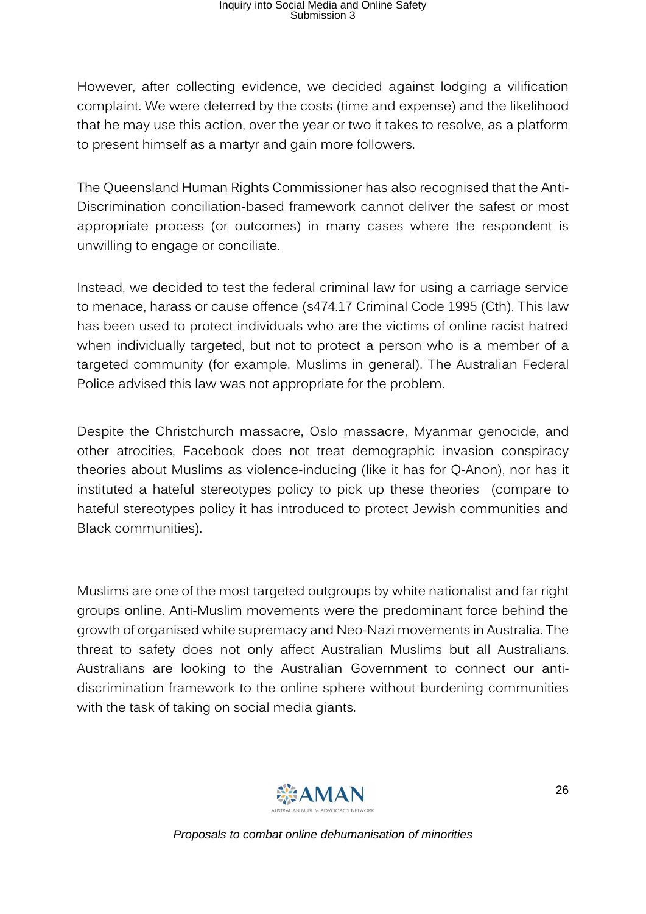However, after collecting evidence, we decided against lodging a vilification complaint. We were deterred by the costs (time and expense) and the likelihood that he may use this action, over the year or two it takes to resolve, as a platform to present himself as a martyr and gain more followers.

The Queensland Human Rights Commissioner has also recognised that the Anti-Discrimination conciliation-based framework cannot deliver the safest or most appropriate process (or outcomes) in many cases where the respondent is unwilling to engage or conciliate.

Instead, we decided to test the federal criminal law for using a carriage service to menace, harass or cause offence (s474.17 Criminal Code 1995 (Cth). This law has been used to protect individuals who are the victims of online racist hatred when individually targeted, but not to protect a person who is a member of a targeted community (for example, Muslims in general). The Australian Federal Police advised this law was not appropriate for the problem.

Despite the Christchurch massacre, Oslo massacre, Myanmar genocide, and other atrocities, Facebook does not treat demographic invasion conspiracy theories about Muslims as violence-inducing (like it has for Q-Anon), nor has it instituted a hateful stereotypes policy to pick up these theories (compare to hateful stereotypes policy it has introduced to protect Jewish communities and Black communities).

Muslims are one of the most targeted outgroups by white nationalist and far right groups online. Anti-Muslim movements were the predominant force behind the growth of organised white supremacy and Neo-Nazi movements in Australia. The threat to safety does not only affect Australian Muslims but all Australians. Australians are looking to the Australian Government to connect our anti-discrimination framework to the online sphere without burdening communities with the task of taking on social media giants.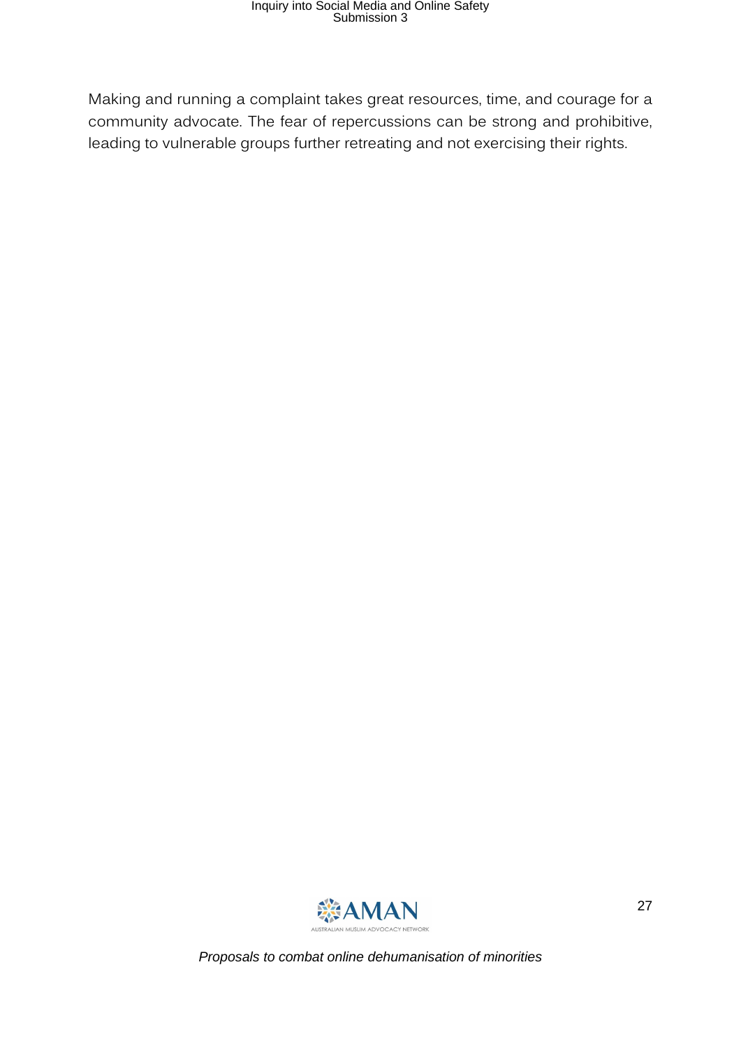Making and running a complaint takes great resources, time, and courage for a community advocate. The fear of repercussions can be strong and prohibitive, leading to vulnerable groups further retreating and not exercising their rights.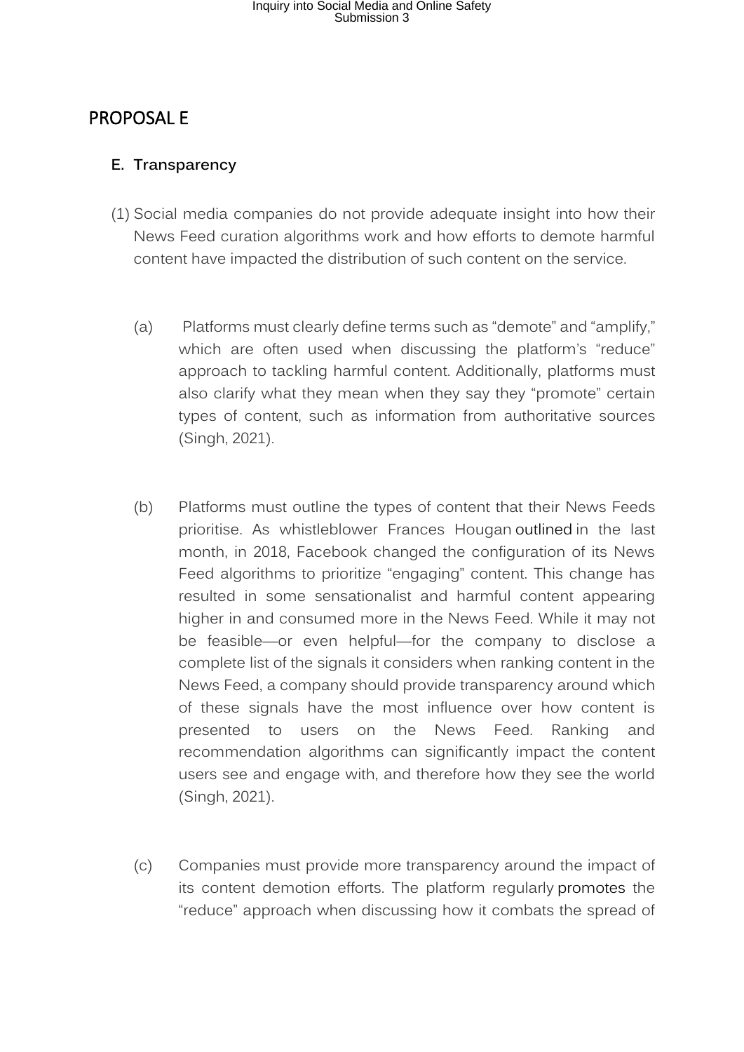## PROPOSAL E

### E. Transparency

(1) Social media companies do not provide adequate insight into how their News Feed curation algorithms work and how efforts to demote harmful content have impacted the distribution of such content on the service.

(a) Platforms must clearly define terms such as "demote" and "amplify," which are often used when discussing the platform's "reduce" approach to tackling harmful content. Additionally, platforms must also clarify what they mean when they say they "promote" certain types of content, such as information from authoritative sources (Singh, 2021).

(b) Platforms must outline the types of content that their News Feeds prioritise. As whistleblower Frances Hougan outlined in the last month, in 2018, Facebook changed the configuration of its News Feed algorithms to prioritize "engaging" content. This change has resulted in some sensationalist and harmful content appearing higher in and consumed more in the News Feed. While it may not be feasible—or even helpful—for the company to disclose a complete list of the signals it considers when ranking content in the News Feed, a company should provide transparency around which of these signals have the most influence over how content is presented to users on the News Feed. Ranking and recommendation algorithms can significantly impact the content users see and engage with, and therefore how they see the world (Singh, 2021).

(c) Companies must provide more transparency around the impact of its content demotion efforts. The platform regularly promotes the "reduce" approach when discussing how it combats the spread of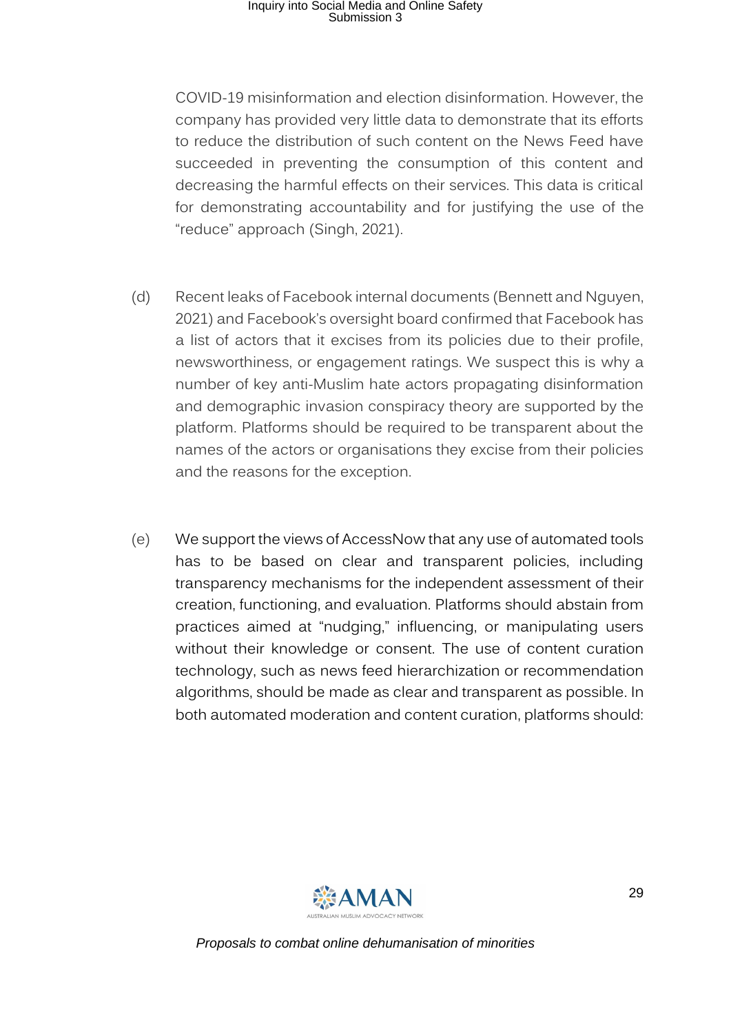COVID-19 misinformation and election disinformation. However, the company has provided very little data to demonstrate that its efforts to reduce the distribution of such content on the News Feed have succeeded in preventing the consumption of this content and decreasing the harmful effects on their services. This data is critical for demonstrating accountability and for justifying the use of the "reduce" approach (Singh, 2021).

(d) Recent leaks of Facebook internal documents (Bennett and Nguyen, 2021) and Facebook's oversight board confirmed that Facebook has a list of actors that it excises from its policies due to their profile, newsworthiness, or engagement ratings. We suspect this is why a number of key anti-Muslim hate actors propagating disinformation and demographic invasion conspiracy theory are supported by the platform. Platforms should be required to be transparent about the names of the actors or organisations they excise from their policies and the reasons for the exception.

(e) We support the views of AccessNow that any use of automated tools has to be based on clear and transparent policies, including transparency mechanisms for the independent assessment of their creation, functioning, and evaluation. Platforms should abstain from practices aimed at "nudging," influencing, or manipulating users without their knowledge or consent. The use of content curation technology, such as news feed hierarchization or recommendation algorithms, should be made as clear and transparent as possible. In both automated moderation and content curation, platforms should: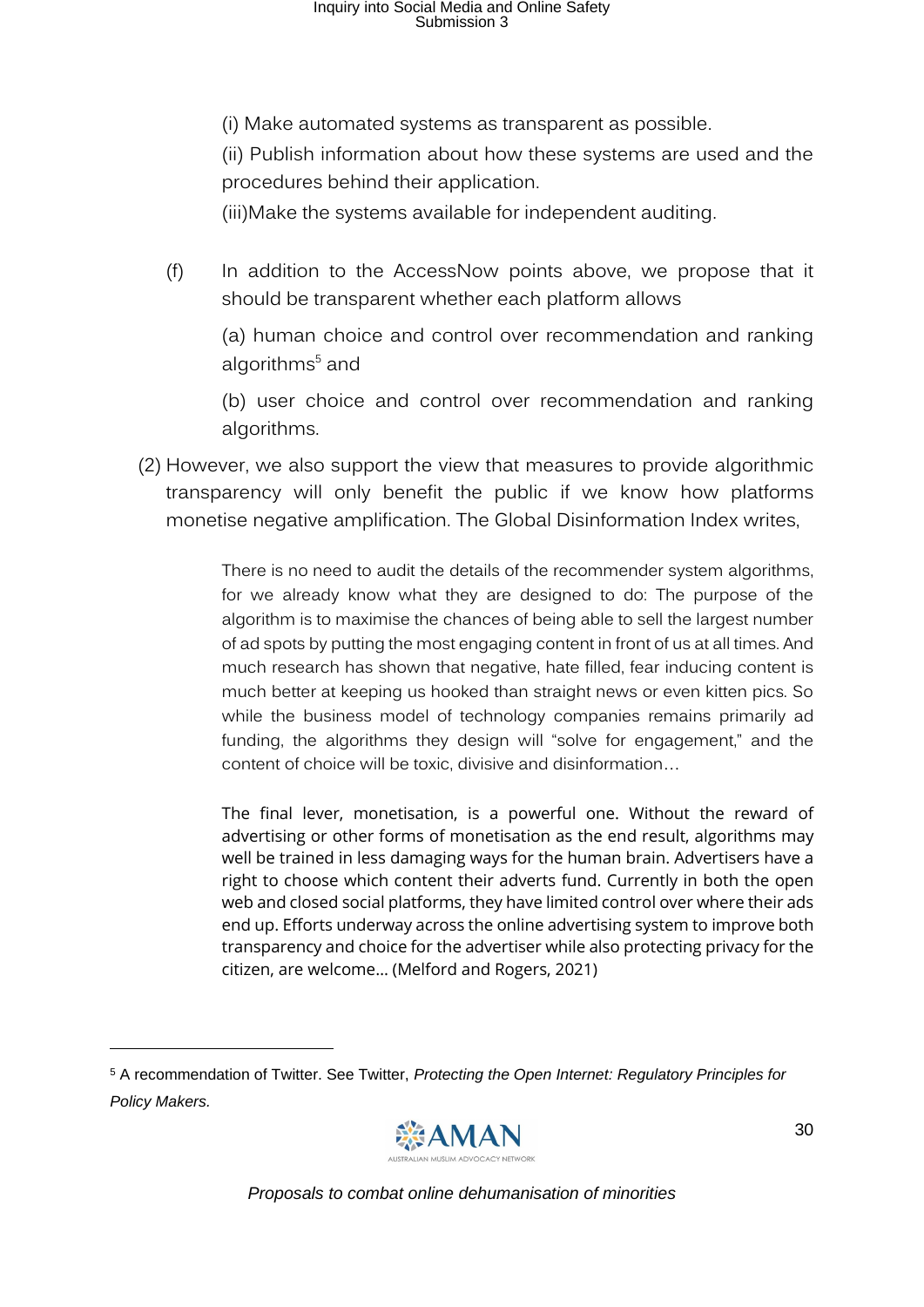(i) Make automated systems as transparent as possible.

(ii) Publish information about how these systems are used and the procedures behind their application.

(iii)Make the systems available for independent auditing.

(f) In addition to the AccessNow points above, we propose that it should be transparent whether each platform allows

(a) human choice and control over recommendation and ranking algorithms[5] and

(b) user choice and control over recommendation and ranking algorithms.

(2) However, we also support the view that measures to provide algorithmic transparency will only benefit the public if we know how platforms monetise negative amplification. The Global Disinformation Index writes,

> There is no need to audit the details of the recommender system algorithms, for we already know what they are designed to do: The purpose of the algorithm is to maximise the chances of being able to sell the largest number of ad spots by putting the most engaging content in front of us at all times. And much research has shown that negative, hate filled, fear inducing content is much better at keeping us hooked than straight news or even kitten pics. So while the business model of technology companies remains primarily ad funding, the algorithms they design will "solve for engagement," and the content of choice will be toxic, divisive and disinformation…
>
> The final lever, monetisation, is a powerful one. Without the reward of advertising or other forms of monetisation as the end result, algorithms may well be trained in less damaging ways for the human brain. Advertisers have a right to choose which content their adverts fund. Currently in both the open web and closed social platforms, they have limited control over where their ads end up. Efforts underway across the online advertising system to improve both transparency and choice for the advertiser while also protecting privacy for the citizen, are welcome… (Melford and Rogers, 2021)

---

[5] A recommendation of Twitter. See Twitter, *Protecting the Open Internet: Regulatory Principles for Policy Makers.*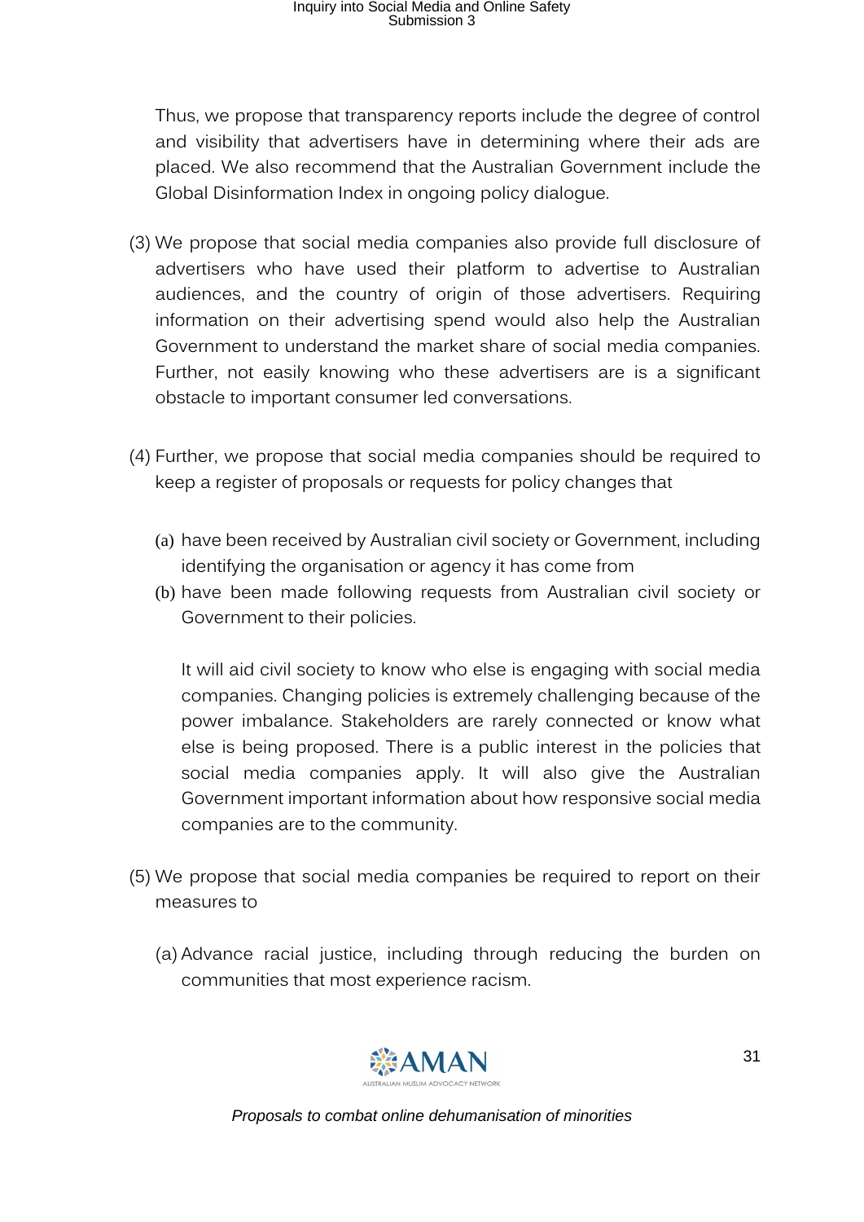Thus, we propose that transparency reports include the degree of control and visibility that advertisers have in determining where their ads are placed. We also recommend that the Australian Government include the Global Disinformation Index in ongoing policy dialogue.

(3) We propose that social media companies also provide full disclosure of advertisers who have used their platform to advertise to Australian audiences, and the country of origin of those advertisers. Requiring information on their advertising spend would also help the Australian Government to understand the market share of social media companies. Further, not easily knowing who these advertisers are is a significant obstacle to important consumer led conversations.

(4) Further, we propose that social media companies should be required to keep a register of proposals or requests for policy changes that

   (a) have been received by Australian civil society or Government, including identifying the organisation or agency it has come from
   (b) have been made following requests from Australian civil society or Government to their policies.

   It will aid civil society to know who else is engaging with social media companies. Changing policies is extremely challenging because of the power imbalance. Stakeholders are rarely connected or know what else is being proposed. There is a public interest in the policies that social media companies apply. It will also give the Australian Government important information about how responsive social media companies are to the community.

(5) We propose that social media companies be required to report on their measures to

   (a) Advance racial justice, including through reducing the burden on communities that most experience racism.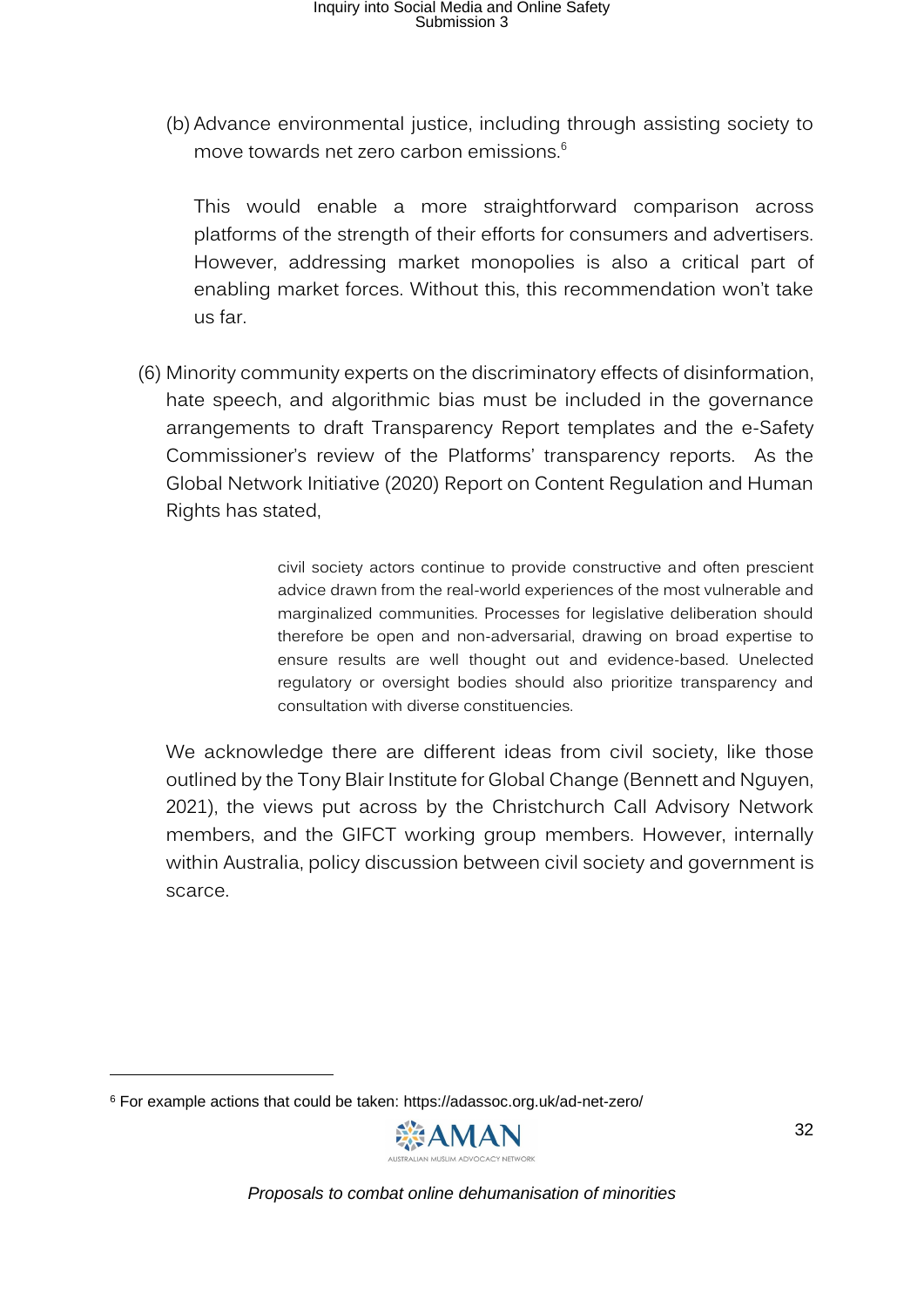(b) Advance environmental justice, including through assisting society to move towards net zero carbon emissions.[6]

This would enable a more straightforward comparison across platforms of the strength of their efforts for consumers and advertisers. However, addressing market monopolies is also a critical part of enabling market forces. Without this, this recommendation won't take us far.

(6) Minority community experts on the discriminatory effects of disinformation, hate speech, and algorithmic bias must be included in the governance arrangements to draft Transparency Report templates and the e-Safety Commissioner's review of the Platforms' transparency reports. As the Global Network Initiative (2020) Report on Content Regulation and Human Rights has stated,

> civil society actors continue to provide constructive and often prescient advice drawn from the real-world experiences of the most vulnerable and marginalized communities. Processes for legislative deliberation should therefore be open and non-adversarial, drawing on broad expertise to ensure results are well thought out and evidence-based. Unelected regulatory or oversight bodies should also prioritize transparency and consultation with diverse constituencies.

We acknowledge there are different ideas from civil society, like those outlined by the Tony Blair Institute for Global Change (Bennett and Nguyen, 2021), the views put across by the Christchurch Call Advisory Network members, and the GIFCT working group members. However, internally within Australia, policy discussion between civil society and government is scarce.

---

[6] For example actions that could be taken: https://adassoc.org.uk/ad-net-zero/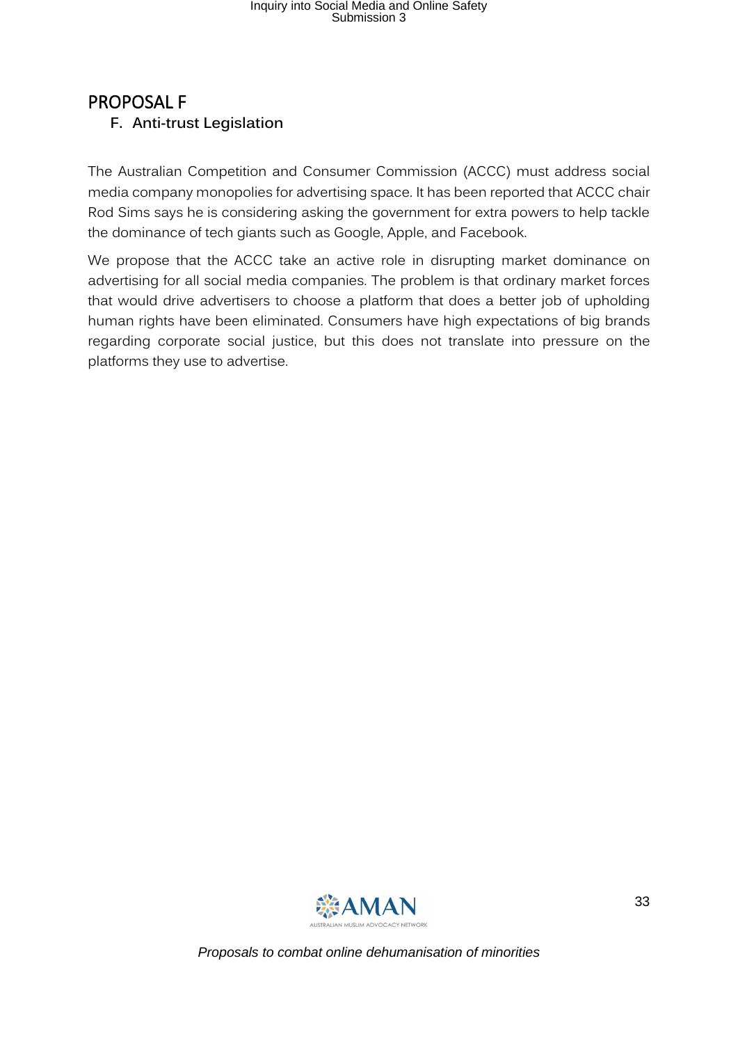# PROPOSAL F

## F. Anti-trust Legislation

The Australian Competition and Consumer Commission (ACCC) must address social media company monopolies for advertising space. It has been reported that ACCC chair Rod Sims says he is considering asking the government for extra powers to help tackle the dominance of tech giants such as Google, Apple, and Facebook.

We propose that the ACCC take an active role in disrupting market dominance on advertising for all social media companies. The problem is that ordinary market forces that would drive advertisers to choose a platform that does a better job of upholding human rights have been eliminated. Consumers have high expectations of big brands regarding corporate social justice, but this does not translate into pressure on the platforms they use to advertise.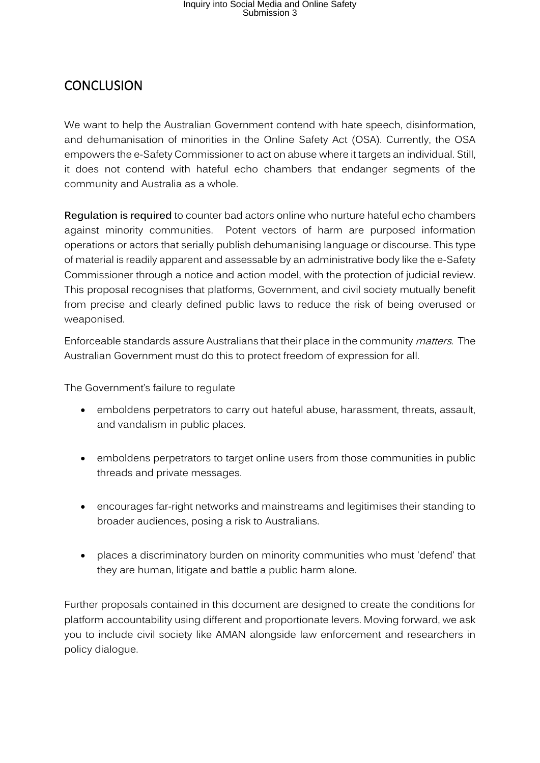## CONCLUSION

We want to help the Australian Government contend with hate speech, disinformation, and dehumanisation of minorities in the Online Safety Act (OSA). Currently, the OSA empowers the e-Safety Commissioner to act on abuse where it targets an individual. Still, it does not contend with hateful echo chambers that endanger segments of the community and Australia as a whole.

**Regulation is required** to counter bad actors online who nurture hateful echo chambers against minority communities. Potent vectors of harm are purposed information operations or actors that serially publish dehumanising language or discourse. This type of material is readily apparent and assessable by an administrative body like the e-Safety Commissioner through a notice and action model, with the protection of judicial review. This proposal recognises that platforms, Government, and civil society mutually benefit from precise and clearly defined public laws to reduce the risk of being overused or weaponised.

Enforceable standards assure Australians that their place in the community *matters*. The Australian Government must do this to protect freedom of expression for all.

The Government's failure to regulate

- emboldens perpetrators to carry out hateful abuse, harassment, threats, assault, and vandalism in public places.
- emboldens perpetrators to target online users from those communities in public threads and private messages.
- encourages far-right networks and mainstreams and legitimises their standing to broader audiences, posing a risk to Australians.
- places a discriminatory burden on minority communities who must 'defend' that they are human, litigate and battle a public harm alone.

Further proposals contained in this document are designed to create the conditions for platform accountability using different and proportionate levers. Moving forward, we ask you to include civil society like AMAN alongside law enforcement and researchers in policy dialogue.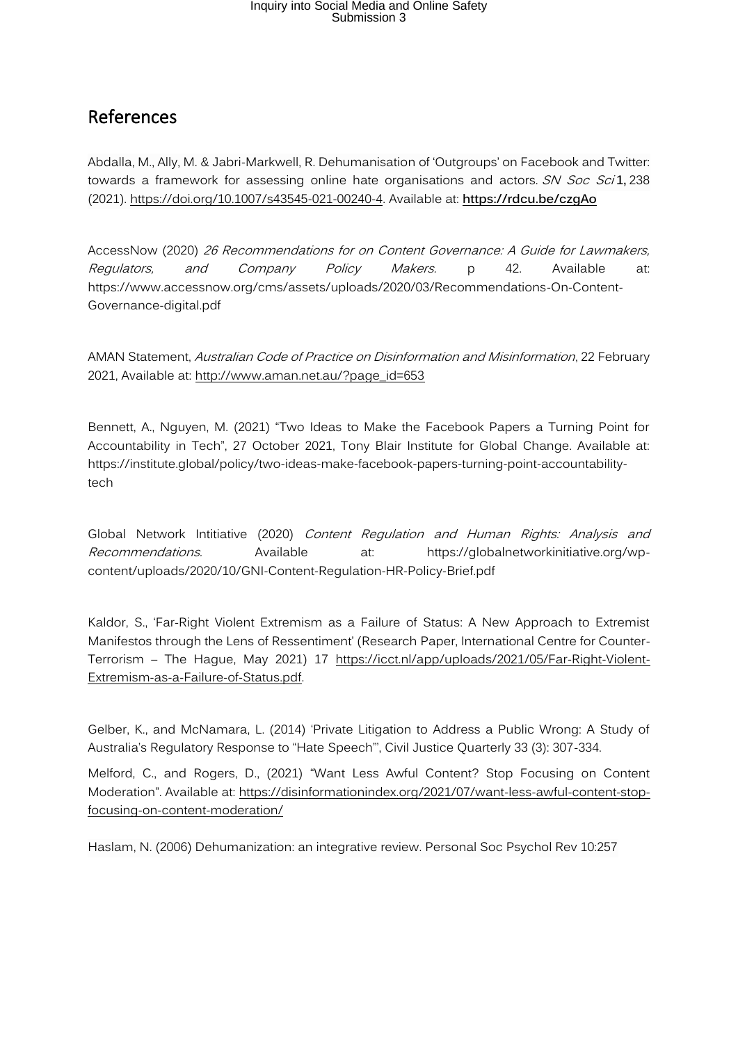# References

Abdalla, M., Ally, M. & Jabri-Markwell, R. Dehumanisation of 'Outgroups' on Facebook and Twitter: towards a framework for assessing online hate organisations and actors. *SN Soc Sci* **1,** 238 (2021). https://doi.org/10.1007/s43545-021-00240-4. Available at: **https://rdcu.be/czgAo**

AccessNow (2020) *26 Recommendations for on Content Governance: A Guide for Lawmakers, Regulators, and Company Policy Makers*. p 42. Available at: https://www.accessnow.org/cms/assets/uploads/2020/03/Recommendations-On-Content-Governance-digital.pdf

AMAN Statement, *Australian Code of Practice on Disinformation and Misinformation*, 22 February 2021, Available at: http://www.aman.net.au/?page_id=653

Bennett, A., Nguyen, M. (2021) "Two Ideas to Make the Facebook Papers a Turning Point for Accountability in Tech", 27 October 2021, Tony Blair Institute for Global Change. Available at: https://institute.global/policy/two-ideas-make-facebook-papers-turning-point-accountability-tech

Global Network Intitiative (2020) *Content Regulation and Human Rights: Analysis and Recommendations*. Available at: https://globalnetworkinitiative.org/wp-content/uploads/2020/10/GNI-Content-Regulation-HR-Policy-Brief.pdf

Kaldor, S., 'Far-Right Violent Extremism as a Failure of Status: A New Approach to Extremist Manifestos through the Lens of Ressentiment' (Research Paper, International Centre for Counter-Terrorism – The Hague, May 2021) 17 https://icct.nl/app/uploads/2021/05/Far-Right-Violent-Extremism-as-a-Failure-of-Status.pdf.

Gelber, K., and McNamara, L. (2014) 'Private Litigation to Address a Public Wrong: A Study of Australia's Regulatory Response to "Hate Speech"', Civil Justice Quarterly 33 (3): 307-334.

Melford, C., and Rogers, D., (2021) "Want Less Awful Content? Stop Focusing on Content Moderation". Available at: https://disinformationindex.org/2021/07/want-less-awful-content-stop-focusing-on-content-moderation/

Haslam, N. (2006) Dehumanization: an integrative review. Personal Soc Psychol Rev 10:257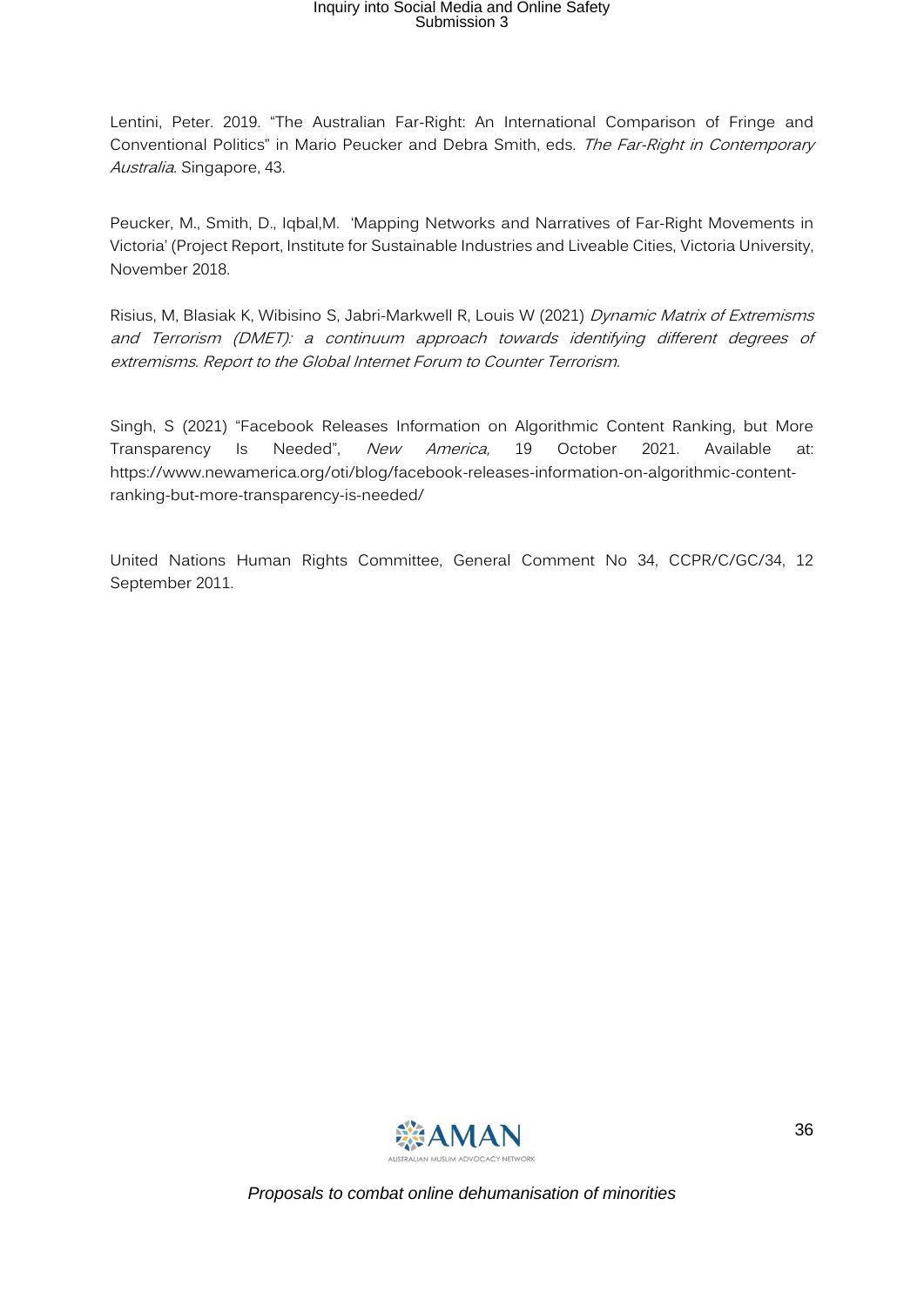Lentini, Peter. 2019. "The Australian Far-Right: An International Comparison of Fringe and Conventional Politics" in Mario Peucker and Debra Smith, eds. *The Far-Right in Contemporary Australia*. Singapore, 43.

Peucker, M., Smith, D., Iqbal,M. 'Mapping Networks and Narratives of Far-Right Movements in Victoria' (Project Report, Institute for Sustainable Industries and Liveable Cities, Victoria University, November 2018.

Risius, M, Blasiak K, Wibisino S, Jabri-Markwell R, Louis W (2021) *Dynamic Matrix of Extremisms and Terrorism (DMET): a continuum approach towards identifying different degrees of extremisms. Report to the Global Internet Forum to Counter Terrorism.*

Singh, S (2021) "Facebook Releases Information on Algorithmic Content Ranking, but More Transparency Is Needed", *New America,* 19 October 2021. Available at: https://www.newamerica.org/oti/blog/facebook-releases-information-on-algorithmic-content-ranking-but-more-transparency-is-needed/

United Nations Human Rights Committee, General Comment No 34, CCPR/C/GC/34, 12 September 2011.